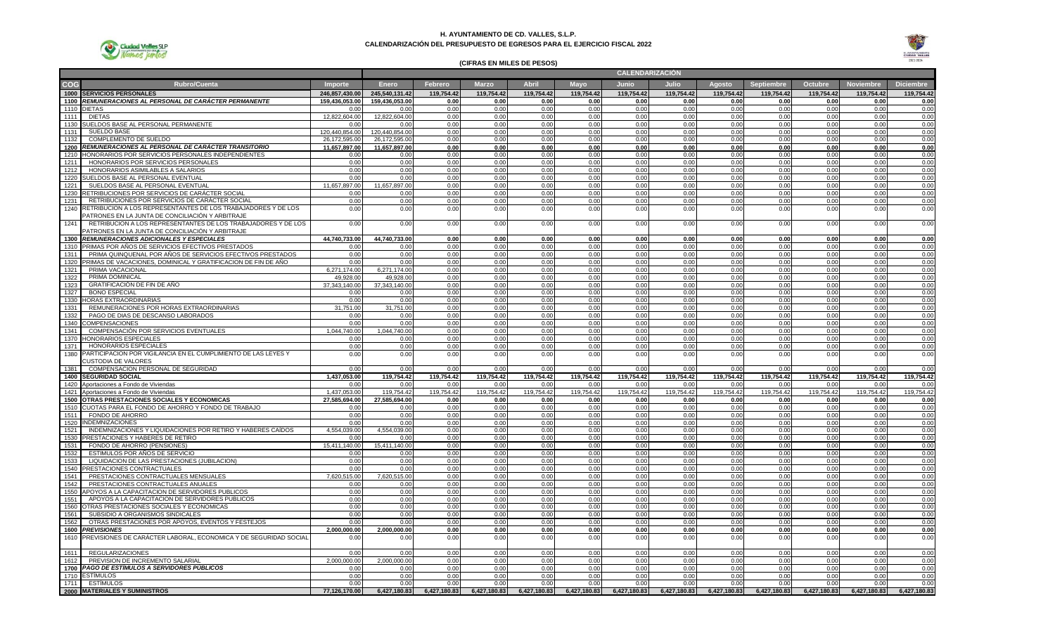**H. AYUNTAMIENTO DE CD. VALLES, S.L.P.**
**CALENDARIZACIÓN DEL PRESUPUESTO DE EGRESOS PARA EL EJERCICIO FISCAL 2022**

**(CIFRAS EN MILES DE PESOS)**

| | | | CALENDARIZACIÓN | | | | | | | | | | | |
|---|---|---|---|---|---|---|---|---|---|---|---|---|---|---|
| COG | Rubro/Cuenta | Importe | Enero | Febrero | Marzo | Abril | Mayo | Junio | Julio | Agosto | Septiembre | Octubre | Noviembre | Diciembre |
| **1000** | **SERVICIOS PERSONALES** | **246,857,430.00** | **245,540,131.42** | **119,754.42** | **119,754.42** | **119,754.42** | **119,754.42** | **119,754.42** | **119,754.42** | **119,754.42** | **119,754.42** | **119,754.42** | **119,754.42** | **119,754.42** |
| **1100** | ***REMUNERACIONES AL PERSONAL DE CARÁCTER PERMANENTE*** | **159,436,053.00** | **159,436,053.00** | **0.00** | **0.00** | **0.00** | **0.00** | **0.00** | **0.00** | **0.00** | **0.00** | **0.00** | **0.00** | **0.00** |
| 1110 | DIETAS | 0.00 | 0.00 | 0.00 | 0.00 | 0.00 | 0.00 | 0.00 | 0.00 | 0.00 | 0.00 | 0.00 | 0.00 | 0.00 |
| 1111 | DIETAS | 12,822,604.00 | 12,822,604.00 | 0.00 | 0.00 | 0.00 | 0.00 | 0.00 | 0.00 | 0.00 | 0.00 | 0.00 | 0.00 | 0.00 |
| 1130 | SUELDOS BASE AL PERSONAL PERMANENTE | 0.00 | 0.00 | 0.00 | 0.00 | 0.00 | 0.00 | 0.00 | 0.00 | 0.00 | 0.00 | 0.00 | 0.00 | 0.00 |
| 1131 | SUELDO BASE | 120,440,854.00 | 120,440,854.00 | 0.00 | 0.00 | 0.00 | 0.00 | 0.00 | 0.00 | 0.00 | 0.00 | 0.00 | 0.00 | 0.00 |
| 1132 | COMPLEMENTO DE SUELDO | 26,172,595.00 | 26,172,595.00 | 0.00 | 0.00 | 0.00 | 0.00 | 0.00 | 0.00 | 0.00 | 0.00 | 0.00 | 0.00 | 0.00 |
| **1200** | ***REMUNERACIONES AL PERSONAL DE CARÁCTER TRANSITORIO*** | **11,657,897.00** | **11,657,897.00** | **0.00** | **0.00** | **0.00** | **0.00** | **0.00** | **0.00** | **0.00** | **0.00** | **0.00** | **0.00** | **0.00** |
| 1210 | HONORARIOS POR SERVICIOS PERSONALES INDEPENDIENTES | 0.00 | 0.00 | 0.00 | 0.00 | 0.00 | 0.00 | 0.00 | 0.00 | 0.00 | 0.00 | 0.00 | 0.00 | 0.00 |
| 1211 | HONORARIOS POR SERVICIOS PERSONALES | 0.00 | 0.00 | 0.00 | 0.00 | 0.00 | 0.00 | 0.00 | 0.00 | 0.00 | 0.00 | 0.00 | 0.00 | 0.00 |
| 1212 | HONORARIOS ASIMILABLES A SALARIOS | 0.00 | 0.00 | 0.00 | 0.00 | 0.00 | 0.00 | 0.00 | 0.00 | 0.00 | 0.00 | 0.00 | 0.00 | 0.00 |
| 1220 | SUELDOS BASE AL PERSONAL EVENTUAL | 0.00 | 0.00 | 0.00 | 0.00 | 0.00 | 0.00 | 0.00 | 0.00 | 0.00 | 0.00 | 0.00 | 0.00 | 0.00 |
| 1221 | SUELDOS BASE AL PERSONAL EVENTUAL | 11,657,897.00 | 11,657,897.00 | 0.00 | 0.00 | 0.00 | 0.00 | 0.00 | 0.00 | 0.00 | 0.00 | 0.00 | 0.00 | 0.00 |
| 1230 | RETRIBUCIONES POR SERVICIOS DE CARÁCTER SOCIAL | 0.00 | 0.00 | 0.00 | 0.00 | 0.00 | 0.00 | 0.00 | 0.00 | 0.00 | 0.00 | 0.00 | 0.00 | 0.00 |
| 1231 | RETRIBUCIONES POR SERVICIOS DE CARÁCTER SOCIAL | 0.00 | 0.00 | 0.00 | 0.00 | 0.00 | 0.00 | 0.00 | 0.00 | 0.00 | 0.00 | 0.00 | 0.00 | 0.00 |
| 1240 | RETRIBUCION A LOS REPRESENTANTES DE LOS TRABAJADORES Y DE LOS PATRONES EN LA JUNTA DE CONCILIACIÓN Y ARBITRAJE | 0.00 | 0.00 | 0.00 | 0.00 | 0.00 | 0.00 | 0.00 | 0.00 | 0.00 | 0.00 | 0.00 | 0.00 | 0.00 |
| 1241 | RETRIBUCION A LOS REPRESENTANTES DE LOS TRABAJADORES Y DE LOS PATRONES EN LA JUNTA DE CONCILIACIÓN Y ARBITRAJE | 0.00 | 0.00 | 0.00 | 0.00 | 0.00 | 0.00 | 0.00 | 0.00 | 0.00 | 0.00 | 0.00 | 0.00 | 0.00 |
| **1300** | ***REMUNERACIONES ADICIONALES Y ESPECIALES*** | **44,740,733.00** | **44,740,733.00** | **0.00** | **0.00** | **0.00** | **0.00** | **0.00** | **0.00** | **0.00** | **0.00** | **0.00** | **0.00** | **0.00** |
| 1310 | PRIMAS POR AÑOS DE SERVICIOS EFECTIVOS PRESTADOS | 0.00 | 0.00 | 0.00 | 0.00 | 0.00 | 0.00 | 0.00 | 0.00 | 0.00 | 0.00 | 0.00 | 0.00 | 0.00 |
| 1311 | PRIMA QUINQUENAL POR AÑOS DE SERVICIOS EFECTIVOS PRESTADOS | 0.00 | 0.00 | 0.00 | 0.00 | 0.00 | 0.00 | 0.00 | 0.00 | 0.00 | 0.00 | 0.00 | 0.00 | 0.00 |
| 1320 | PRIMAS DE VACACIONES, DOMINICAL Y GRATIFICACION DE FIN DE AÑO | 0.00 | 0.00 | 0.00 | 0.00 | 0.00 | 0.00 | 0.00 | 0.00 | 0.00 | 0.00 | 0.00 | 0.00 | 0.00 |
| 1321 | PRIMA VACACIONAL | 6,271,174.00 | 6,271,174.00 | 0.00 | 0.00 | 0.00 | 0.00 | 0.00 | 0.00 | 0.00 | 0.00 | 0.00 | 0.00 | 0.00 |
| 1322 | PRIMA DOMINICAL | 49,928.00 | 49,928.00 | 0.00 | 0.00 | 0.00 | 0.00 | 0.00 | 0.00 | 0.00 | 0.00 | 0.00 | 0.00 | 0.00 |
| 1323 | GRATIFICACIÓN DE FIN DE AÑO | 37,343,140.00 | 37,343,140.00 | 0.00 | 0.00 | 0.00 | 0.00 | 0.00 | 0.00 | 0.00 | 0.00 | 0.00 | 0.00 | 0.00 |
| 1327 | BONO ESPECIAL | 0.00 | 0.00 | 0.00 | 0.00 | 0.00 | 0.00 | 0.00 | 0.00 | 0.00 | 0.00 | 0.00 | 0.00 | 0.00 |
| 1330 | HORAS EXTRAORDINARIAS | 0.00 | 0.00 | 0.00 | 0.00 | 0.00 | 0.00 | 0.00 | 0.00 | 0.00 | 0.00 | 0.00 | 0.00 | 0.00 |
| 1331 | REMUNERACIONES POR HORAS EXTRAORDINARIAS | 31,751.00 | 31,751.00 | 0.00 | 0.00 | 0.00 | 0.00 | 0.00 | 0.00 | 0.00 | 0.00 | 0.00 | 0.00 | 0.00 |
| 1332 | PAGO DE DIAS DE DESCANSO LABORADOS | 0.00 | 0.00 | 0.00 | 0.00 | 0.00 | 0.00 | 0.00 | 0.00 | 0.00 | 0.00 | 0.00 | 0.00 | 0.00 |
| 1340 | COMPENSACIONES | 0.00 | 0.00 | 0.00 | 0.00 | 0.00 | 0.00 | 0.00 | 0.00 | 0.00 | 0.00 | 0.00 | 0.00 | 0.00 |
| 1341 | COMPENSACIÓN POR SERVICIOS EVENTUALES | 1,044,740.00 | 1,044,740.00 | 0.00 | 0.00 | 0.00 | 0.00 | 0.00 | 0.00 | 0.00 | 0.00 | 0.00 | 0.00 | 0.00 |
| 1370 | HONORARIOS ESPECIALES | 0.00 | 0.00 | 0.00 | 0.00 | 0.00 | 0.00 | 0.00 | 0.00 | 0.00 | 0.00 | 0.00 | 0.00 | 0.00 |
| 1371 | HONORARIOS ESPECIALES | 0.00 | 0.00 | 0.00 | 0.00 | 0.00 | 0.00 | 0.00 | 0.00 | 0.00 | 0.00 | 0.00 | 0.00 | 0.00 |
| 1380 | PARTICIPACION POR VIGILANCIA EN EL CUMPLIMIENTO DE LAS LEYES Y CUSTODIA DE VALORES | 0.00 | 0.00 | 0.00 | 0.00 | 0.00 | 0.00 | 0.00 | 0.00 | 0.00 | 0.00 | 0.00 | 0.00 | 0.00 |
| 1381 | COMPENSACION PERSONAL DE SEGURIDAD | 0.00 | 0.00 | 0.00 | 0.00 | 0.00 | 0.00 | 0.00 | 0.00 | 0.00 | 0.00 | 0.00 | 0.00 | 0.00 |
| **1400** | **SEGURIDAD SOCIAL** | **1,437,053.00** | **119,754.42** | **119,754.42** | **119,754.42** | **119,754.42** | **119,754.42** | **119,754.42** | **119,754.42** | **119,754.42** | **119,754.42** | **119,754.42** | **119,754.42** | **119,754.42** |
| 1420 | Aportaciones a Fondo de Viviendas | 0.00 | 0.00 | 0.00 | 0.00 | 0.00 | 0.00 | 0.00 | 0.00 | 0.00 | 0.00 | 0.00 | 0.00 | 0.00 |
| 1421 | Aportaciones a Fondo de Viviendas | 1,437,053.00 | 119,754.42 | 119,754.42 | 119,754.42 | 119,754.42 | 119,754.42 | 119,754.42 | 119,754.42 | 119,754.42 | 119,754.42 | 119,754.42 | 119,754.42 | 119,754.42 |
| **1500** | **OTRAS PRESTACIONES SOCIALES Y ECONOMICAS** | **27,585,694.00** | **27,585,694.00** | **0.00** | **0.00** | **0.00** | **0.00** | **0.00** | **0.00** | **0.00** | **0.00** | **0.00** | **0.00** | **0.00** |
| 1510 | CUOTAS PARA EL FONDO DE AHORRO Y FONDO DE TRABAJO | 0.00 | 0.00 | 0.00 | 0.00 | 0.00 | 0.00 | 0.00 | 0.00 | 0.00 | 0.00 | 0.00 | 0.00 | 0.00 |
| 1511 | FONDO DE AHORRO | 0.00 | 0.00 | 0.00 | 0.00 | 0.00 | 0.00 | 0.00 | 0.00 | 0.00 | 0.00 | 0.00 | 0.00 | 0.00 |
| 1520 | INDEMNIZACIONES | 0.00 | 0.00 | 0.00 | 0.00 | 0.00 | 0.00 | 0.00 | 0.00 | 0.00 | 0.00 | 0.00 | 0.00 | 0.00 |
| 1521 | INDEMNIZACIONES Y LIQUIDACIONES POR RETIRO Y HABERES CAIDOS | 4,554,039.00 | 4,554,039.00 | 0.00 | 0.00 | 0.00 | 0.00 | 0.00 | 0.00 | 0.00 | 0.00 | 0.00 | 0.00 | 0.00 |
| 1530 | PRESTACIONES Y HABERES DE RETIRO | 0.00 | 0.00 | 0.00 | 0.00 | 0.00 | 0.00 | 0.00 | 0.00 | 0.00 | 0.00 | 0.00 | 0.00 | 0.00 |
| 1531 | FONDO DE AHORRO (PENSIONES) | 15,411,140.00 | 15,411,140.00 | 0.00 | 0.00 | 0.00 | 0.00 | 0.00 | 0.00 | 0.00 | 0.00 | 0.00 | 0.00 | 0.00 |
| 1532 | ESTIMULOS POR AÑOS DE SERVICIO | 0.00 | 0.00 | 0.00 | 0.00 | 0.00 | 0.00 | 0.00 | 0.00 | 0.00 | 0.00 | 0.00 | 0.00 | 0.00 |
| 1533 | LIQUIDACION DE LAS PRESTACIONES (JUBILACION) | 0.00 | 0.00 | 0.00 | 0.00 | 0.00 | 0.00 | 0.00 | 0.00 | 0.00 | 0.00 | 0.00 | 0.00 | 0.00 |
| 1540 | PRESTACIONES CONTRACTUALES | 0.00 | 0.00 | 0.00 | 0.00 | 0.00 | 0.00 | 0.00 | 0.00 | 0.00 | 0.00 | 0.00 | 0.00 | 0.00 |
| 1541 | PRESTACIONES CONTRACTUALES MENSUALES | 7,620,515.00 | 7,620,515.00 | 0.00 | 0.00 | 0.00 | 0.00 | 0.00 | 0.00 | 0.00 | 0.00 | 0.00 | 0.00 | 0.00 |
| 1542 | PRESTACIONES CONTRACTUALES ANUALES | 0.00 | 0.00 | 0.00 | 0.00 | 0.00 | 0.00 | 0.00 | 0.00 | 0.00 | 0.00 | 0.00 | 0.00 | 0.00 |
| 1550 | APOYOS A LA CAPACITACION DE SERVIDORES PUBLICOS | 0.00 | 0.00 | 0.00 | 0.00 | 0.00 | 0.00 | 0.00 | 0.00 | 0.00 | 0.00 | 0.00 | 0.00 | 0.00 |
| 1551 | APOYOS A LA CAPACITACION DE SERVIDORES PUBLICOS | 0.00 | 0.00 | 0.00 | 0.00 | 0.00 | 0.00 | 0.00 | 0.00 | 0.00 | 0.00 | 0.00 | 0.00 | 0.00 |
| 1560 | OTRAS PRESTACIONES SOCIALES Y ECONOMICAS | 0.00 | 0.00 | 0.00 | 0.00 | 0.00 | 0.00 | 0.00 | 0.00 | 0.00 | 0.00 | 0.00 | 0.00 | 0.00 |
| 1561 | SUBSIDIO A ORGANISMOS SINDICALES | 0.00 | 0.00 | 0.00 | 0.00 | 0.00 | 0.00 | 0.00 | 0.00 | 0.00 | 0.00 | 0.00 | 0.00 | 0.00 |
| 1562 | OTRAS PRESTACIONES POR APOYOS, EVENTOS Y FESTEJOS | 0.00 | 0.00 | 0.00 | 0.00 | 0.00 | 0.00 | 0.00 | 0.00 | 0.00 | 0.00 | 0.00 | 0.00 | 0.00 |
| **1600** | ***PREVISIONES*** | **2,000,000.00** | **2,000,000.00** | **0.00** | **0.00** | **0.00** | **0.00** | **0.00** | **0.00** | **0.00** | **0.00** | **0.00** | **0.00** | **0.00** |
| 1610 | PREVISIONES DE CARÁCTER LABORAL, ECONOMICA Y DE SEGURIDAD SOCIAL | 0.00 | 0.00 | 0.00 | 0.00 | 0.00 | 0.00 | 0.00 | 0.00 | 0.00 | 0.00 | 0.00 | 0.00 | 0.00 |
| 1611 | REGULARIZACIONES | 0.00 | 0.00 | 0.00 | 0.00 | 0.00 | 0.00 | 0.00 | 0.00 | 0.00 | 0.00 | 0.00 | 0.00 | 0.00 |
| 1612 | PREVISION DE INCREMENTO SALARIAL | 2,000,000.00 | 2,000,000.00 | 0.00 | 0.00 | 0.00 | 0.00 | 0.00 | 0.00 | 0.00 | 0.00 | 0.00 | 0.00 | 0.00 |
| **1700** | ***PAGO DE ESTÍMULOS A SERVIDORES PÚBLICOS*** | **0.00** | **0.00** | **0.00** | **0.00** | **0.00** | **0.00** | **0.00** | **0.00** | **0.00** | **0.00** | **0.00** | **0.00** | **0.00** |
| 1710 | ESTÍMULOS | 0.00 | 0.00 | 0.00 | 0.00 | 0.00 | 0.00 | 0.00 | 0.00 | 0.00 | 0.00 | 0.00 | 0.00 | 0.00 |
| 1711 | ESTÍMULOS | 0.00 | 0.00 | 0.00 | 0.00 | 0.00 | 0.00 | 0.00 | 0.00 | 0.00 | 0.00 | 0.00 | 0.00 | 0.00 |
| **2000** | **MATERIALES Y SUMINISTROS** | **77,126,170.00** | **6,427,180.83** | **6,427,180.83** | **6,427,180.83** | **6,427,180.83** | **6,427,180.83** | **6,427,180.83** | **6,427,180.83** | **6,427,180.83** | **6,427,180.83** | **6,427,180.83** | **6,427,180.83** | **6,427,180.83** |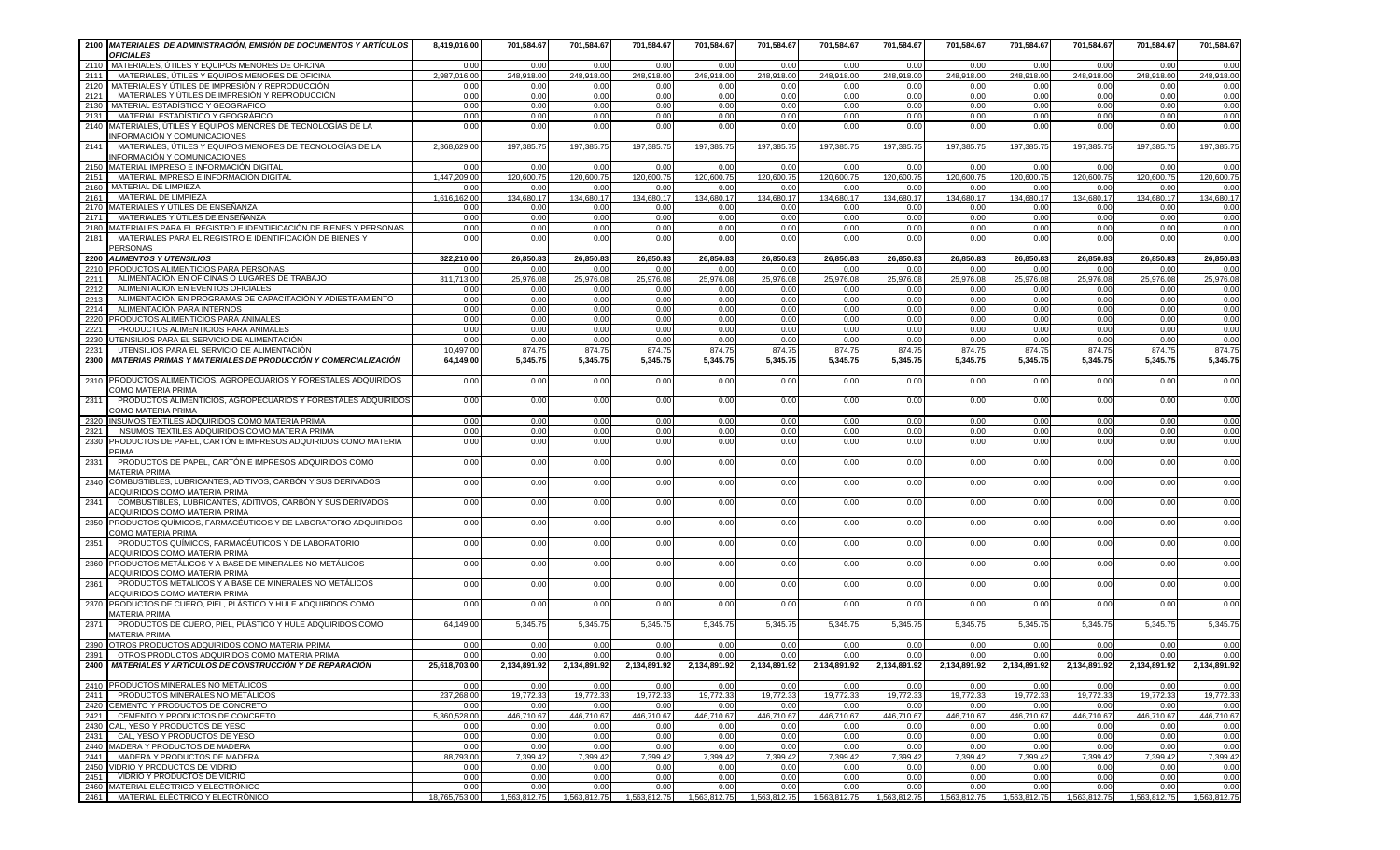| | | | | | | | | | | | | | | |
|---|---|---|---|---|---|---|---|---|---|---|---|---|---|---|
| **2100** | ***MATERIALES DE ADMINISTRACIÓN, EMISIÓN DE DOCUMENTOS Y ARTÍCULOS OFICIALES*** | **8,419,016.00** | **701,584.67** | **701,584.67** | **701,584.67** | **701,584.67** | **701,584.67** | **701,584.67** | **701,584.67** | **701,584.67** | **701,584.67** | **701,584.67** | **701,584.67** | **701,584.67** |
| 2110 | MATERIALES, ÚTILES Y EQUIPOS MENORES DE OFICINA | 0.00 | 0.00 | 0.00 | 0.00 | 0.00 | 0.00 | 0.00 | 0.00 | 0.00 | 0.00 | 0.00 | 0.00 | 0.00 |
| 2111 | MATERIALES, ÚTILES Y EQUIPOS MENORES DE OFICINA | 2,987,016.00 | 248,918.00 | 248,918.00 | 248,918.00 | 248,918.00 | 248,918.00 | 248,918.00 | 248,918.00 | 248,918.00 | 248,918.00 | 248,918.00 | 248,918.00 | 248,918.00 |
| 2120 | MATERIALES Y ÚTILES DE IMPRESIÓN Y REPRODUCCIÓN | 0.00 | 0.00 | 0.00 | 0.00 | 0.00 | 0.00 | 0.00 | 0.00 | 0.00 | 0.00 | 0.00 | 0.00 | 0.00 |
| 2121 | MATERIALES Y ÚTILES DE IMPRESIÓN Y REPRODUCCIÓN | 0.00 | 0.00 | 0.00 | 0.00 | 0.00 | 0.00 | 0.00 | 0.00 | 0.00 | 0.00 | 0.00 | 0.00 | 0.00 |
| 2130 | MATERIAL ESTADÍSTICO Y GEOGRÁFICO | 0.00 | 0.00 | 0.00 | 0.00 | 0.00 | 0.00 | 0.00 | 0.00 | 0.00 | 0.00 | 0.00 | 0.00 | 0.00 |
| 2131 | MATERIAL ESTADÍSTICO Y GEOGRÁFICO | 0.00 | 0.00 | 0.00 | 0.00 | 0.00 | 0.00 | 0.00 | 0.00 | 0.00 | 0.00 | 0.00 | 0.00 | 0.00 |
| 2140 | MATERIALES, ÚTILES Y EQUIPOS MENORES DE TECNOLOGÍAS DE LA INFORMACIÓN Y COMUNICACIONES | 0.00 | 0.00 | 0.00 | 0.00 | 0.00 | 0.00 | 0.00 | 0.00 | 0.00 | 0.00 | 0.00 | 0.00 | 0.00 |
| 2141 | MATERIALES, ÚTILES Y EQUIPOS MENORES DE TECNOLOGÍAS DE LA INFORMACIÓN Y COMUNICACIONES | 2,368,629.00 | 197,385.75 | 197,385.75 | 197,385.75 | 197,385.75 | 197,385.75 | 197,385.75 | 197,385.75 | 197,385.75 | 197,385.75 | 197,385.75 | 197,385.75 | 197,385.75 |
| 2150 | MATERIAL IMPRESO E INFORMACIÓN DIGITAL | 0.00 | 0.00 | 0.00 | 0.00 | 0.00 | 0.00 | 0.00 | 0.00 | 0.00 | 0.00 | 0.00 | 0.00 | 0.00 |
| 2151 | MATERIAL IMPRESO E INFORMACIÓN DIGITAL | 1,447,209.00 | 120,600.75 | 120,600.75 | 120,600.75 | 120,600.75 | 120,600.75 | 120,600.75 | 120,600.75 | 120,600.75 | 120,600.75 | 120,600.75 | 120,600.75 | 120,600.75 |
| 2160 | MATERIAL DE LIMPIEZA | 0.00 | 0.00 | 0.00 | 0.00 | 0.00 | 0.00 | 0.00 | 0.00 | 0.00 | 0.00 | 0.00 | 0.00 | 0.00 |
| 2161 | MATERIAL DE LIMPIEZA | 1,616,162.00 | 134,680.17 | 134,680.17 | 134,680.17 | 134,680.17 | 134,680.17 | 134,680.17 | 134,680.17 | 134,680.17 | 134,680.17 | 134,680.17 | 134,680.17 | 134,680.17 |
| 2170 | MATERIALES Y ÚTILES DE ENSEÑANZA | 0.00 | 0.00 | 0.00 | 0.00 | 0.00 | 0.00 | 0.00 | 0.00 | 0.00 | 0.00 | 0.00 | 0.00 | 0.00 |
| 2171 | MATERIALES Y ÚTILES DE ENSEÑANZA | 0.00 | 0.00 | 0.00 | 0.00 | 0.00 | 0.00 | 0.00 | 0.00 | 0.00 | 0.00 | 0.00 | 0.00 | 0.00 |
| 2180 | MATERIALES PARA EL REGISTRO E IDENTIFICACIÓN DE BIENES Y PERSONAS | 0.00 | 0.00 | 0.00 | 0.00 | 0.00 | 0.00 | 0.00 | 0.00 | 0.00 | 0.00 | 0.00 | 0.00 | 0.00 |
| 2181 | MATERIALES PARA EL REGISTRO E IDENTIFICACIÓN DE BIENES Y PERSONAS | 0.00 | 0.00 | 0.00 | 0.00 | 0.00 | 0.00 | 0.00 | 0.00 | 0.00 | 0.00 | 0.00 | 0.00 | 0.00 |
| **2200** | ***ALIMENTOS Y UTENSILIOS*** | **322,210.00** | **26,850.83** | **26,850.83** | **26,850.83** | **26,850.83** | **26,850.83** | **26,850.83** | **26,850.83** | **26,850.83** | **26,850.83** | **26,850.83** | **26,850.83** | **26,850.83** |
| 2210 | PRODUCTOS ALIMENTICIOS PARA PERSONAS | 0.00 | 0.00 | 0.00 | 0.00 | 0.00 | 0.00 | 0.00 | 0.00 | 0.00 | 0.00 | 0.00 | 0.00 | 0.00 |
| 2211 | ALIMENTACIÓN EN OFICINAS O LUGARES DE TRABAJO | 311,713.00 | 25,976.08 | 25,976.08 | 25,976.08 | 25,976.08 | 25,976.08 | 25,976.08 | 25,976.08 | 25,976.08 | 25,976.08 | 25,976.08 | 25,976.08 | 25,976.08 |
| 2212 | ALIMENTACIÓN EN EVENTOS OFICIALES | 0.00 | 0.00 | 0.00 | 0.00 | 0.00 | 0.00 | 0.00 | 0.00 | 0.00 | 0.00 | 0.00 | 0.00 | 0.00 |
| 2213 | ALIMENTACIÓN EN PROGRAMAS DE CAPACITACIÓN Y ADIESTRAMIENTO | 0.00 | 0.00 | 0.00 | 0.00 | 0.00 | 0.00 | 0.00 | 0.00 | 0.00 | 0.00 | 0.00 | 0.00 | 0.00 |
| 2214 | ALIMENTACIÓN PARA INTERNOS | 0.00 | 0.00 | 0.00 | 0.00 | 0.00 | 0.00 | 0.00 | 0.00 | 0.00 | 0.00 | 0.00 | 0.00 | 0.00 |
| 2220 | PRODUCTOS ALIMENTICIOS PARA ANIMALES | 0.00 | 0.00 | 0.00 | 0.00 | 0.00 | 0.00 | 0.00 | 0.00 | 0.00 | 0.00 | 0.00 | 0.00 | 0.00 |
| 2221 | PRODUCTOS ALIMENTICIOS PARA ANIMALES | 0.00 | 0.00 | 0.00 | 0.00 | 0.00 | 0.00 | 0.00 | 0.00 | 0.00 | 0.00 | 0.00 | 0.00 | 0.00 |
| 2230 | UTENSILIOS PARA EL SERVICIO DE ALIMENTACIÓN | 0.00 | 0.00 | 0.00 | 0.00 | 0.00 | 0.00 | 0.00 | 0.00 | 0.00 | 0.00 | 0.00 | 0.00 | 0.00 |
| 2231 | UTENSILIOS PARA EL SERVICIO DE ALIMENTACIÓN | 10,497.00 | 874.75 | 874.75 | 874.75 | 874.75 | 874.75 | 874.75 | 874.75 | 874.75 | 874.75 | 874.75 | 874.75 | 874.75 |
| **2300** | ***MATERIAS PRIMAS Y MATERIALES DE PRODUCCIÓN Y COMERCIALIZACIÓN*** | **64,149.00** | **5,345.75** | **5,345.75** | **5,345.75** | **5,345.75** | **5,345.75** | **5,345.75** | **5,345.75** | **5,345.75** | **5,345.75** | **5,345.75** | **5,345.75** | **5,345.75** |
| 2310 | PRODUCTOS ALIMENTICIOS, AGROPECUARIOS Y FORESTALES ADQUIRIDOS COMO MATERIA PRIMA | 0.00 | 0.00 | 0.00 | 0.00 | 0.00 | 0.00 | 0.00 | 0.00 | 0.00 | 0.00 | 0.00 | 0.00 | 0.00 |
| 2311 | PRODUCTOS ALIMENTICIOS, AGROPECUARIOS Y FORESTALES ADQUIRIDOS COMO MATERIA PRIMA | 0.00 | 0.00 | 0.00 | 0.00 | 0.00 | 0.00 | 0.00 | 0.00 | 0.00 | 0.00 | 0.00 | 0.00 | 0.00 |
| 2320 | INSUMOS TEXTILES ADQUIRIDOS COMO MATERIA PRIMA | 0.00 | 0.00 | 0.00 | 0.00 | 0.00 | 0.00 | 0.00 | 0.00 | 0.00 | 0.00 | 0.00 | 0.00 | 0.00 |
| 2321 | INSUMOS TEXTILES ADQUIRIDOS COMO MATERIA PRIMA | 0.00 | 0.00 | 0.00 | 0.00 | 0.00 | 0.00 | 0.00 | 0.00 | 0.00 | 0.00 | 0.00 | 0.00 | 0.00 |
| 2330 | PRODUCTOS DE PAPEL, CARTÓN E IMPRESOS ADQUIRIDOS COMO MATERIA PRIMA | 0.00 | 0.00 | 0.00 | 0.00 | 0.00 | 0.00 | 0.00 | 0.00 | 0.00 | 0.00 | 0.00 | 0.00 | 0.00 |
| 2331 | PRODUCTOS DE PAPEL, CARTÓN E IMPRESOS ADQUIRIDOS COMO MATERIA PRIMA | 0.00 | 0.00 | 0.00 | 0.00 | 0.00 | 0.00 | 0.00 | 0.00 | 0.00 | 0.00 | 0.00 | 0.00 | 0.00 |
| 2340 | COMBUSTIBLES, LUBRICANTES, ADITIVOS, CARBÓN Y SUS DERIVADOS ADQUIRIDOS COMO MATERIA PRIMA | 0.00 | 0.00 | 0.00 | 0.00 | 0.00 | 0.00 | 0.00 | 0.00 | 0.00 | 0.00 | 0.00 | 0.00 | 0.00 |
| 2341 | COMBUSTIBLES, LUBRICANTES, ADITIVOS, CARBÓN Y SUS DERIVADOS ADQUIRIDOS COMO MATERIA PRIMA | 0.00 | 0.00 | 0.00 | 0.00 | 0.00 | 0.00 | 0.00 | 0.00 | 0.00 | 0.00 | 0.00 | 0.00 | 0.00 |
| 2350 | PRODUCTOS QUÍMICOS, FARMACÉUTICOS Y DE LABORATORIO ADQUIRIDOS COMO MATERIA PRIMA | 0.00 | 0.00 | 0.00 | 0.00 | 0.00 | 0.00 | 0.00 | 0.00 | 0.00 | 0.00 | 0.00 | 0.00 | 0.00 |
| 2351 | PRODUCTOS QUÍMICOS, FARMACÉUTICOS Y DE LABORATORIO ADQUIRIDOS COMO MATERIA PRIMA | 0.00 | 0.00 | 0.00 | 0.00 | 0.00 | 0.00 | 0.00 | 0.00 | 0.00 | 0.00 | 0.00 | 0.00 | 0.00 |
| 2360 | PRODUCTOS METÁLICOS Y A BASE DE MINERALES NO METÁLICOS ADQUIRIDOS COMO MATERIA PRIMA | 0.00 | 0.00 | 0.00 | 0.00 | 0.00 | 0.00 | 0.00 | 0.00 | 0.00 | 0.00 | 0.00 | 0.00 | 0.00 |
| 2361 | PRODUCTOS METÁLICOS Y A BASE DE MINERALES NO METÁLICOS ADQUIRIDOS COMO MATERIA PRIMA | 0.00 | 0.00 | 0.00 | 0.00 | 0.00 | 0.00 | 0.00 | 0.00 | 0.00 | 0.00 | 0.00 | 0.00 | 0.00 |
| 2370 | PRODUCTOS DE CUERO, PIEL, PLÁSTICO Y HULE ADQUIRIDOS COMO MATERIA PRIMA | 0.00 | 0.00 | 0.00 | 0.00 | 0.00 | 0.00 | 0.00 | 0.00 | 0.00 | 0.00 | 0.00 | 0.00 | 0.00 |
| 2371 | PRODUCTOS DE CUERO, PIEL, PLÁSTICO Y HULE ADQUIRIDOS COMO MATERIA PRIMA | 64,149.00 | 5,345.75 | 5,345.75 | 5,345.75 | 5,345.75 | 5,345.75 | 5,345.75 | 5,345.75 | 5,345.75 | 5,345.75 | 5,345.75 | 5,345.75 | 5,345.75 |
| 2390 | OTROS PRODUCTOS ADQUIRIDOS COMO MATERIA PRIMA | 0.00 | 0.00 | 0.00 | 0.00 | 0.00 | 0.00 | 0.00 | 0.00 | 0.00 | 0.00 | 0.00 | 0.00 | 0.00 |
| 2391 | OTROS PRODUCTOS ADQUIRIDOS COMO MATERIA PRIMA | 0.00 | 0.00 | 0.00 | 0.00 | 0.00 | 0.00 | 0.00 | 0.00 | 0.00 | 0.00 | 0.00 | 0.00 | 0.00 |
| **2400** | ***MATERIALES Y ARTÍCULOS DE CONSTRUCCIÓN Y DE REPARACIÓN*** | **25,618,703.00** | **2,134,891.92** | **2,134,891.92** | **2,134,891.92** | **2,134,891.92** | **2,134,891.92** | **2,134,891.92** | **2,134,891.92** | **2,134,891.92** | **2,134,891.92** | **2,134,891.92** | **2,134,891.92** | **2,134,891.92** |
| 2410 | PRODUCTOS MINERALES NO METÁLICOS | 0.00 | 0.00 | 0.00 | 0.00 | 0.00 | 0.00 | 0.00 | 0.00 | 0.00 | 0.00 | 0.00 | 0.00 | 0.00 |
| 2411 | PRODUCTOS MINERALES NO METÁLICOS | 237,268.00 | 19,772.33 | 19,772.33 | 19,772.33 | 19,772.33 | 19,772.33 | 19,772.33 | 19,772.33 | 19,772.33 | 19,772.33 | 19,772.33 | 19,772.33 | 19,772.33 |
| 2420 | CEMENTO Y PRODUCTOS DE CONCRETO | 0.00 | 0.00 | 0.00 | 0.00 | 0.00 | 0.00 | 0.00 | 0.00 | 0.00 | 0.00 | 0.00 | 0.00 | 0.00 |
| 2421 | CEMENTO Y PRODUCTOS DE CONCRETO | 5,360,528.00 | 446,710.67 | 446,710.67 | 446,710.67 | 446,710.67 | 446,710.67 | 446,710.67 | 446,710.67 | 446,710.67 | 446,710.67 | 446,710.67 | 446,710.67 | 446,710.67 |
| 2430 | CAL, YESO Y PRODUCTOS DE YESO | 0.00 | 0.00 | 0.00 | 0.00 | 0.00 | 0.00 | 0.00 | 0.00 | 0.00 | 0.00 | 0.00 | 0.00 | 0.00 |
| 2431 | CAL, YESO Y PRODUCTOS DE YESO | 0.00 | 0.00 | 0.00 | 0.00 | 0.00 | 0.00 | 0.00 | 0.00 | 0.00 | 0.00 | 0.00 | 0.00 | 0.00 |
| 2440 | MADERA Y PRODUCTOS DE MADERA | 0.00 | 0.00 | 0.00 | 0.00 | 0.00 | 0.00 | 0.00 | 0.00 | 0.00 | 0.00 | 0.00 | 0.00 | 0.00 |
| 2441 | MADERA Y PRODUCTOS DE MADERA | 88,793.00 | 7,399.42 | 7,399.42 | 7,399.42 | 7,399.42 | 7,399.42 | 7,399.42 | 7,399.42 | 7,399.42 | 7,399.42 | 7,399.42 | 7,399.42 | 7,399.42 |
| 2450 | VIDRIO Y PRODUCTOS DE VIDRIO | 0.00 | 0.00 | 0.00 | 0.00 | 0.00 | 0.00 | 0.00 | 0.00 | 0.00 | 0.00 | 0.00 | 0.00 | 0.00 |
| 2451 | VIDRIO Y PRODUCTOS DE VIDRIO | 0.00 | 0.00 | 0.00 | 0.00 | 0.00 | 0.00 | 0.00 | 0.00 | 0.00 | 0.00 | 0.00 | 0.00 | 0.00 |
| 2460 | MATERIAL ELÉCTRICO Y ELECTRÓNICO | 0.00 | 0.00 | 0.00 | 0.00 | 0.00 | 0.00 | 0.00 | 0.00 | 0.00 | 0.00 | 0.00 | 0.00 | 0.00 |
| 2461 | MATERIAL ELÉCTRICO Y ELECTRÓNICO | 18,765,753.00 | 1,563,812.75 | 1,563,812.75 | 1,563,812.75 | 1,563,812.75 | 1,563,812.75 | 1,563,812.75 | 1,563,812.75 | 1,563,812.75 | 1,563,812.75 | 1,563,812.75 | 1,563,812.75 | 1,563,812.75 |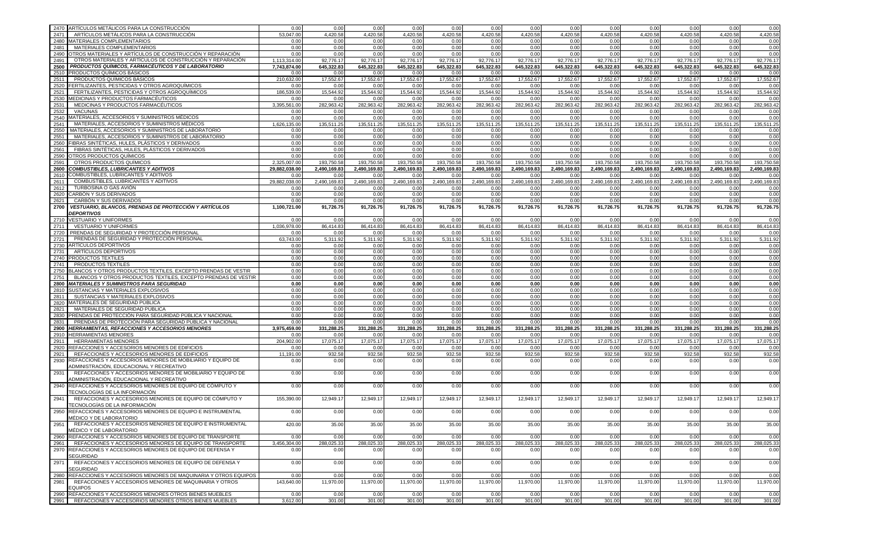| | | | | | | | | | | | | | |
|---|---|---|---|---|---|---|---|---|---|---|---|---|---|
| 2470 | ARTÍCULOS METÁLICOS PARA LA CONSTRUCCIÓN | 0.00 | 0.00 | 0.00 | 0.00 | 0.00 | 0.00 | 0.00 | 0.00 | 0.00 | 0.00 | 0.00 | 0.00 | 0.00 |
| 2471 | ARTÍCULOS METÁLICOS PARA LA CONSTRUCCIÓN | 53,047.00 | 4,420.58 | 4,420.58 | 4,420.58 | 4,420.58 | 4,420.58 | 4,420.58 | 4,420.58 | 4,420.58 | 4,420.58 | 4,420.58 | 4,420.58 | 4,420.58 |
| 2480 | MATERIALES COMPLEMENTARIOS | 0.00 | 0.00 | 0.00 | 0.00 | 0.00 | 0.00 | 0.00 | 0.00 | 0.00 | 0.00 | 0.00 | 0.00 | 0.00 |
| 2481 | MATERIALES COMPLEMENTARIOS | 0.00 | 0.00 | 0.00 | 0.00 | 0.00 | 0.00 | 0.00 | 0.00 | 0.00 | 0.00 | 0.00 | 0.00 | 0.00 |
| 2490 | OTROS MATERIALES Y ARTÍCULOS DE CONSTRUCCIÓN Y REPARACIÓN | 0.00 | 0.00 | 0.00 | 0.00 | 0.00 | 0.00 | 0.00 | 0.00 | 0.00 | 0.00 | 0.00 | 0.00 | 0.00 |
| 2491 | OTROS MATERIALES Y ARTÍCULOS DE CONSTRUCCIÓN Y REPARACIÓN | 1,113,314.00 | 92,776.17 | 92,776.17 | 92,776.17 | 92,776.17 | 92,776.17 | 92,776.17 | 92,776.17 | 92,776.17 | 92,776.17 | 92,776.17 | 92,776.17 | 92,776.17 |
| **2500** | ***PRODUCTOS QUÍMICOS, FARMACÉUTICOS Y DE LABORATORIO*** | **7,743,874.00** | **645,322.83** | **645,322.83** | **645,322.83** | **645,322.83** | **645,322.83** | **645,322.83** | **645,322.83** | **645,322.83** | **645,322.83** | **645,322.83** | **645,322.83** | **645,322.83** |
| 2510 | PRODUCTOS QUÍMICOS BÁSICOS | 0.00 | 0.00 | 0.00 | 0.00 | 0.00 | 0.00 | 0.00 | 0.00 | 0.00 | 0.00 | 0.00 | 0.00 | 0.00 |
| 2511 | PRODUCTOS QUÍMICOS BÁSICOS | 210,632.00 | 17,552.67 | 17,552.67 | 17,552.67 | 17,552.67 | 17,552.67 | 17,552.67 | 17,552.67 | 17,552.67 | 17,552.67 | 17,552.67 | 17,552.67 | 17,552.67 |
| 2520 | FERTILIZANTES, PESTICIDAS Y OTROS AGROQUÍMICOS | 0.00 | 0.00 | 0.00 | 0.00 | 0.00 | 0.00 | 0.00 | 0.00 | 0.00 | 0.00 | 0.00 | 0.00 | 0.00 |
| 2521 | FERTILIZANTES, PESTICIDAS Y OTROS AGROQUÍMICOS | 186,539.00 | 15,544.92 | 15,544.92 | 15,544.92 | 15,544.92 | 15,544.92 | 15,544.92 | 15,544.92 | 15,544.92 | 15,544.92 | 15,544.92 | 15,544.92 | 15,544.92 |
| 2530 | MEDICINAS Y PRODUCTOS FARMACÉUTICOS | 0.00 | 0.00 | 0.00 | 0.00 | 0.00 | 0.00 | 0.00 | 0.00 | 0.00 | 0.00 | 0.00 | 0.00 | 0.00 |
| 2531 | MEDICINAS Y PRODUCTOS FARMACÉUTICOS | 3,395,561.00 | 282,963.42 | 282,963.42 | 282,963.42 | 282,963.42 | 282,963.42 | 282,963.42 | 282,963.42 | 282,963.42 | 282,963.42 | 282,963.42 | 282,963.42 | 282,963.42 |
| 2532 | VACUNAS | 0.00 | 0.00 | 0.00 | 0.00 | 0.00 | 0.00 | 0.00 | 0.00 | 0.00 | 0.00 | 0.00 | 0.00 | 0.00 |
| 2540 | MATERIALES, ACCESORIOS Y SUMINISTROS MÉDICOS | 0.00 | 0.00 | 0.00 | 0.00 | 0.00 | 0.00 | 0.00 | 0.00 | 0.00 | 0.00 | 0.00 | 0.00 | 0.00 |
| 2541 | MATERIALES, ACCESORIOS Y SUMINISTROS MÉDICOS | 1,626,135.00 | 135,511.25 | 135,511.25 | 135,511.25 | 135,511.25 | 135,511.25 | 135,511.25 | 135,511.25 | 135,511.25 | 135,511.25 | 135,511.25 | 135,511.25 | 135,511.25 |
| 2550 | MATERIALES, ACCESORIOS Y SUMINISTROS DE LABORATORIO | 0.00 | 0.00 | 0.00 | 0.00 | 0.00 | 0.00 | 0.00 | 0.00 | 0.00 | 0.00 | 0.00 | 0.00 | 0.00 |
| 2551 | MATERIALES, ACCESORIOS Y SUMINISTROS DE LABORATORIO | 0.00 | 0.00 | 0.00 | 0.00 | 0.00 | 0.00 | 0.00 | 0.00 | 0.00 | 0.00 | 0.00 | 0.00 | 0.00 |
| 2560 | FIBRAS SINTÉTICAS, HULES, PLÁSTICOS Y DERIVADOS | 0.00 | 0.00 | 0.00 | 0.00 | 0.00 | 0.00 | 0.00 | 0.00 | 0.00 | 0.00 | 0.00 | 0.00 | 0.00 |
| 2561 | FIBRAS SINTÉTICAS, HULES, PLÁSTICOS Y DERIVADOS | 0.00 | 0.00 | 0.00 | 0.00 | 0.00 | 0.00 | 0.00 | 0.00 | 0.00 | 0.00 | 0.00 | 0.00 | 0.00 |
| 2590 | OTROS PRODUCTOS QUÍMICOS | 0.00 | 0.00 | 0.00 | 0.00 | 0.00 | 0.00 | 0.00 | 0.00 | 0.00 | 0.00 | 0.00 | 0.00 | 0.00 |
| 2591 | OTROS PRODUCTOS QUÍMICOS | 2,325,007.00 | 193,750.58 | 193,750.58 | 193,750.58 | 193,750.58 | 193,750.58 | 193,750.58 | 193,750.58 | 193,750.58 | 193,750.58 | 193,750.58 | 193,750.58 | 193,750.58 |
| **2600** | ***COMBUSTIBLES, LUBRICANTES Y ADITIVOS*** | **29,882,038.00** | **2,490,169.83** | **2,490,169.83** | **2,490,169.83** | **2,490,169.83** | **2,490,169.83** | **2,490,169.83** | **2,490,169.83** | **2,490,169.83** | **2,490,169.83** | **2,490,169.83** | **2,490,169.83** | **2,490,169.83** |
| 2610 | COMBUSTIBLES, LUBRICANTES Y ADITIVOS | 0.00 | 0.00 | 0.00 | 0.00 | 0.00 | 0.00 | 0.00 | 0.00 | 0.00 | 0.00 | 0.00 | 0.00 | 0.00 |
| 2611 | COMBUSTIBLES, LUBRICANTES Y ADITIVOS | 29,882,038.00 | 2,490,169.83 | 2,490,169.83 | 2,490,169.83 | 2,490,169.83 | 2,490,169.83 | 2,490,169.83 | 2,490,169.83 | 2,490,169.83 | 2,490,169.83 | 2,490,169.83 | 2,490,169.83 | 2,490,169.83 |
| 2612 | TURBOSINA O GAS AVIÓN | 0.00 | 0.00 | 0.00 | 0.00 | 0.00 | 0.00 | 0.00 | 0.00 | 0.00 | 0.00 | 0.00 | 0.00 | 0.00 |
| 2620 | CARBÓN Y SUS DERIVADOS | 0.00 | 0.00 | 0.00 | 0.00 | 0.00 | 0.00 | 0.00 | 0.00 | 0.00 | 0.00 | 0.00 | 0.00 | 0.00 |
| 2621 | CARBÓN Y SUS DERIVADOS | 0.00 | 0.00 | 0.00 | 0.00 | 0.00 | 0.00 | 0.00 | 0.00 | 0.00 | 0.00 | 0.00 | 0.00 | 0.00 |
| **2700** | ***VESTUARIO, BLANCOS, PRENDAS DE PROTECCIÓN Y ARTÍCULOS DEPORTIVOS*** | **1,100,721.00** | **91,726.75** | **91,726.75** | **91,726.75** | **91,726.75** | **91,726.75** | **91,726.75** | **91,726.75** | **91,726.75** | **91,726.75** | **91,726.75** | **91,726.75** | **91,726.75** |
| 2710 | VESTUARIO Y UNIFORMES | 0.00 | 0.00 | 0.00 | 0.00 | 0.00 | 0.00 | 0.00 | 0.00 | 0.00 | 0.00 | 0.00 | 0.00 | 0.00 |
| 2711 | VESTUARIO Y UNIFORMES | 1,036,978.00 | 86,414.83 | 86,414.83 | 86,414.83 | 86,414.83 | 86,414.83 | 86,414.83 | 86,414.83 | 86,414.83 | 86,414.83 | 86,414.83 | 86,414.83 | 86,414.83 |
| 2720 | PRENDAS DE SEGURIDAD Y PROTECCIÓN PERSONAL | 0.00 | 0.00 | 0.00 | 0.00 | 0.00 | 0.00 | 0.00 | 0.00 | 0.00 | 0.00 | 0.00 | 0.00 | 0.00 |
| 2721 | PRENDAS DE SEGURIDAD Y PROTECCIÓN PERSONAL | 63,743.00 | 5,311.92 | 5,311.92 | 5,311.92 | 5,311.92 | 5,311.92 | 5,311.92 | 5,311.92 | 5,311.92 | 5,311.92 | 5,311.92 | 5,311.92 | 5,311.92 |
| 2730 | ARTÍCULOS DEPORTIVOS | 0.00 | 0.00 | 0.00 | 0.00 | 0.00 | 0.00 | 0.00 | 0.00 | 0.00 | 0.00 | 0.00 | 0.00 | 0.00 |
| 2731 | ARTÍCULOS DEPORTIVOS | 0.00 | 0.00 | 0.00 | 0.00 | 0.00 | 0.00 | 0.00 | 0.00 | 0.00 | 0.00 | 0.00 | 0.00 | 0.00 |
| 2740 | PRODUCTOS TEXTILES | 0.00 | 0.00 | 0.00 | 0.00 | 0.00 | 0.00 | 0.00 | 0.00 | 0.00 | 0.00 | 0.00 | 0.00 | 0.00 |
| 2741 | PRODUCTOS TEXTILES | 0.00 | 0.00 | 0.00 | 0.00 | 0.00 | 0.00 | 0.00 | 0.00 | 0.00 | 0.00 | 0.00 | 0.00 | 0.00 |
| 2750 | BLANCOS Y OTROS PRODUCTOS TEXTILES, EXCEPTO PRENDAS DE VESTIR | 0.00 | 0.00 | 0.00 | 0.00 | 0.00 | 0.00 | 0.00 | 0.00 | 0.00 | 0.00 | 0.00 | 0.00 | 0.00 |
| 2751 | BLANCOS Y OTROS PRODUCTOS TEXTILES, EXCEPTO PRENDAS DE VESTIR | 0.00 | 0.00 | 0.00 | 0.00 | 0.00 | 0.00 | 0.00 | 0.00 | 0.00 | 0.00 | 0.00 | 0.00 | 0.00 |
| **2800** | ***MATERIALES Y SUMINISTROS PARA SEGURIDAD*** | **0.00** | **0.00** | **0.00** | **0.00** | **0.00** | **0.00** | **0.00** | **0.00** | **0.00** | **0.00** | **0.00** | **0.00** | **0.00** |
| 2810 | SUSTANCIAS Y MATERIALES EXPLOSIVOS | 0.00 | 0.00 | 0.00 | 0.00 | 0.00 | 0.00 | 0.00 | 0.00 | 0.00 | 0.00 | 0.00 | 0.00 | 0.00 |
| 2811 | SUSTANCIAS Y MATERIALES EXPLOSIVOS | 0.00 | 0.00 | 0.00 | 0.00 | 0.00 | 0.00 | 0.00 | 0.00 | 0.00 | 0.00 | 0.00 | 0.00 | 0.00 |
| 2820 | MATERIALES DE SEGURIDAD PÚBLICA | 0.00 | 0.00 | 0.00 | 0.00 | 0.00 | 0.00 | 0.00 | 0.00 | 0.00 | 0.00 | 0.00 | 0.00 | 0.00 |
| 2821 | MATERIALES DE SEGURIDAD PÚBLICA | 0.00 | 0.00 | 0.00 | 0.00 | 0.00 | 0.00 | 0.00 | 0.00 | 0.00 | 0.00 | 0.00 | 0.00 | 0.00 |
| 2830 | PRENDAS DE PROTECCIÓN PARA SEGURIDAD PÚBLICA Y NACIONAL | 0.00 | 0.00 | 0.00 | 0.00 | 0.00 | 0.00 | 0.00 | 0.00 | 0.00 | 0.00 | 0.00 | 0.00 | 0.00 |
| 2831 | PRENDAS DE PROTECCIÓN PARA SEGURIDAD PÚBLICA Y NACIONAL | 0.00 | 0.00 | 0.00 | 0.00 | 0.00 | 0.00 | 0.00 | 0.00 | 0.00 | 0.00 | 0.00 | 0.00 | 0.00 |
| **2900** | ***HERRAMIENTAS, REFACCIONES Y ACCESORIOS MENORES*** | **3,975,459.00** | **331,288.25** | **331,288.25** | **331,288.25** | **331,288.25** | **331,288.25** | **331,288.25** | **331,288.25** | **331,288.25** | **331,288.25** | **331,288.25** | **331,288.25** | **331,288.25** |
| 2910 | HERRAMIENTAS MENORES | 0.00 | 0.00 | 0.00 | 0.00 | 0.00 | 0.00 | 0.00 | 0.00 | 0.00 | 0.00 | 0.00 | 0.00 | 0.00 |
| 2911 | HERRAMIENTAS MENORES | 204,902.00 | 17,075.17 | 17,075.17 | 17,075.17 | 17,075.17 | 17,075.17 | 17,075.17 | 17,075.17 | 17,075.17 | 17,075.17 | 17,075.17 | 17,075.17 | 17,075.17 |
| 2920 | REFACCIONES Y ACCESORIOS MENORES DE EDIFICIOS | 0.00 | 0.00 | 0.00 | 0.00 | 0.00 | 0.00 | 0.00 | 0.00 | 0.00 | 0.00 | 0.00 | 0.00 | 0.00 |
| 2921 | REFACCIONES Y ACCESORIOS MENORES DE EDIFICIOS | 11,191.00 | 932.58 | 932.58 | 932.58 | 932.58 | 932.58 | 932.58 | 932.58 | 932.58 | 932.58 | 932.58 | 932.58 | 932.58 |
| 2930 | REFACCIONES Y ACCESORIOS MENORES DE MOBILIARIO Y EQUIPO DE ADMINISTRACIÓN, EDUCACIONAL Y RECREATIVO | 0.00 | 0.00 | 0.00 | 0.00 | 0.00 | 0.00 | 0.00 | 0.00 | 0.00 | 0.00 | 0.00 | 0.00 | 0.00 |
| 2931 | REFACCIONES Y ACCESORIOS MENORES DE MOBILIARIO Y EQUIPO DE ADMINISTRACIÓN, EDUCACIONAL Y RECREATIVO | 0.00 | 0.00 | 0.00 | 0.00 | 0.00 | 0.00 | 0.00 | 0.00 | 0.00 | 0.00 | 0.00 | 0.00 | 0.00 |
| 2940 | REFACCIONES Y ACCESORIOS MENORES DE EQUIPO DE CÓMPUTO Y TECNOLOGÍAS DE LA INFORMACIÓN | 0.00 | 0.00 | 0.00 | 0.00 | 0.00 | 0.00 | 0.00 | 0.00 | 0.00 | 0.00 | 0.00 | 0.00 | 0.00 |
| 2941 | REFACCIONES Y ACCESORIOS MENORES DE EQUIPO DE CÓMPUTO Y TECNOLOGÍAS DE LA INFORMACIÓN | 155,390.00 | 12,949.17 | 12,949.17 | 12,949.17 | 12,949.17 | 12,949.17 | 12,949.17 | 12,949.17 | 12,949.17 | 12,949.17 | 12,949.17 | 12,949.17 | 12,949.17 |
| 2950 | REFACCIONES Y ACCESORIOS MENORES DE EQUIPO E INSTRUMENTAL MÉDICO Y DE LABORATORIO | 0.00 | 0.00 | 0.00 | 0.00 | 0.00 | 0.00 | 0.00 | 0.00 | 0.00 | 0.00 | 0.00 | 0.00 | 0.00 |
| 2951 | REFACCIONES Y ACCESORIOS MENORES DE EQUIPO E INSTRUMENTAL MÉDICO Y DE LABORATORIO | 420.00 | 35.00 | 35.00 | 35.00 | 35.00 | 35.00 | 35.00 | 35.00 | 35.00 | 35.00 | 35.00 | 35.00 | 35.00 |
| 2960 | REFACCIONES Y ACCESORIOS MENORES DE EQUIPO DE TRANSPORTE | 0.00 | 0.00 | 0.00 | 0.00 | 0.00 | 0.00 | 0.00 | 0.00 | 0.00 | 0.00 | 0.00 | 0.00 | 0.00 |
| 2961 | REFACCIONES Y ACCESORIOS MENORES DE EQUIPO DE TRANSPORTE | 3,456,304.00 | 288,025.33 | 288,025.33 | 288,025.33 | 288,025.33 | 288,025.33 | 288,025.33 | 288,025.33 | 288,025.33 | 288,025.33 | 288,025.33 | 288,025.33 | 288,025.33 |
| 2970 | REFACCIONES Y ACCESORIOS MENORES DE EQUIPO DE DEFENSA Y SEGURIDAD | 0.00 | 0.00 | 0.00 | 0.00 | 0.00 | 0.00 | 0.00 | 0.00 | 0.00 | 0.00 | 0.00 | 0.00 | 0.00 |
| 2971 | REFACCIONES Y ACCESORIOS MENORES DE EQUIPO DE DEFENSA Y SEGURIDAD | 0.00 | 0.00 | 0.00 | 0.00 | 0.00 | 0.00 | 0.00 | 0.00 | 0.00 | 0.00 | 0.00 | 0.00 | 0.00 |
| 2980 | REFACCIONES Y ACCESORIOS MENORES DE MAQUINARIA Y OTROS EQUIPOS | 0.00 | 0.00 | 0.00 | 0.00 | 0.00 | 0.00 | 0.00 | 0.00 | 0.00 | 0.00 | 0.00 | 0.00 | 0.00 |
| 2981 | REFACCIONES Y ACCESORIOS MENORES DE MAQUINARIA Y OTROS EQUIPOS | 143,640.00 | 11,970.00 | 11,970.00 | 11,970.00 | 11,970.00 | 11,970.00 | 11,970.00 | 11,970.00 | 11,970.00 | 11,970.00 | 11,970.00 | 11,970.00 | 11,970.00 |
| 2990 | REFACCIONES Y ACCESORIOS MENORES OTROS BIENES MUEBLES | 0.00 | 0.00 | 0.00 | 0.00 | 0.00 | 0.00 | 0.00 | 0.00 | 0.00 | 0.00 | 0.00 | 0.00 | 0.00 |
| 2991 | REFACCIONES Y ACCESORIOS MENORES OTROS BIENES MUEBLES | 3,612.00 | 301.00 | 301.00 | 301.00 | 301.00 | 301.00 | 301.00 | 301.00 | 301.00 | 301.00 | 301.00 | 301.00 | 301.00 |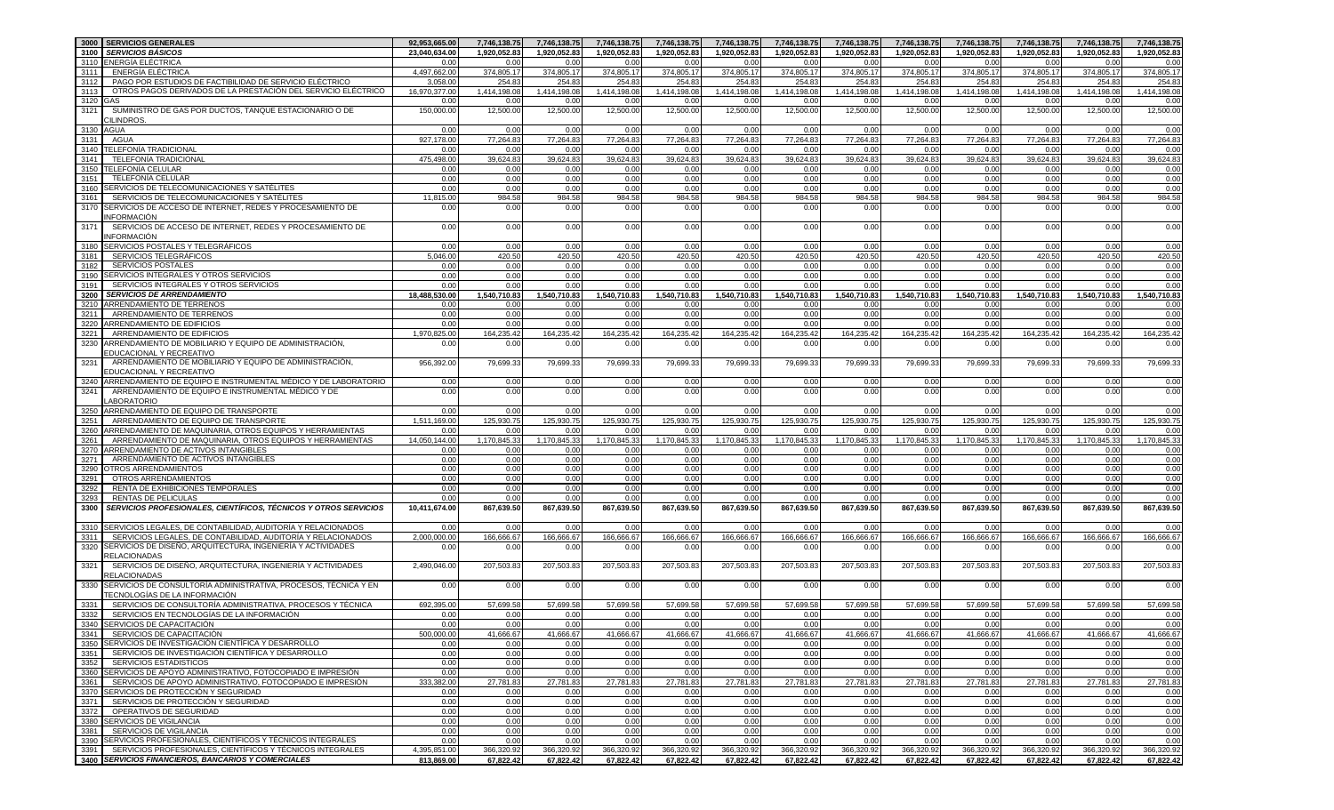| 3000 | SERVICIOS GENERALES | 92,953,665.00 | 7,746,138.75 | 7,746,138.75 | 7,746,138.75 | 7,746,138.75 | 7,746,138.75 | 7,746,138.75 | 7,746,138.75 | 7,746,138.75 | 7,746,138.75 | 7,746,138.75 | 7,746,138.75 | 7,746,138.75 |
|---|---|---|---|---|---|---|---|---|---|---|---|---|---|---|
| 3100 | ***SERVICIOS BÁSICOS*** | 23,040,634.00 | 1,920,052.83 | 1,920,052.83 | 1,920,052.83 | 1,920,052.83 | 1,920,052.83 | 1,920,052.83 | 1,920,052.83 | 1,920,052.83 | 1,920,052.83 | 1,920,052.83 | 1,920,052.83 | 1,920,052.83 |
| 3110 | ENERGÍA ELÉCTRICA | 0.00 | 0.00 | 0.00 | 0.00 | 0.00 | 0.00 | 0.00 | 0.00 | 0.00 | 0.00 | 0.00 | 0.00 | 0.00 |
| 3111 | ENERGÍA ELÉCTRICA | 4,497,662.00 | 374,805.17 | 374,805.17 | 374,805.17 | 374,805.17 | 374,805.17 | 374,805.17 | 374,805.17 | 374,805.17 | 374,805.17 | 374,805.17 | 374,805.17 | 374,805.17 |
| 3112 | PAGO POR ESTUDIOS DE FACTIBILIDAD DE SERVICIO ELÉCTRICO | 3,058.00 | 254.83 | 254.83 | 254.83 | 254.83 | 254.83 | 254.83 | 254.83 | 254.83 | 254.83 | 254.83 | 254.83 | 254.83 |
| 3113 | OTROS PAGOS DERIVADOS DE LA PRESTACIÓN DEL SERVICIO ELÉCTRICO | 16,970,377.00 | 1,414,198.08 | 1,414,198.08 | 1,414,198.08 | 1,414,198.08 | 1,414,198.08 | 1,414,198.08 | 1,414,198.08 | 1,414,198.08 | 1,414,198.08 | 1,414,198.08 | 1,414,198.08 | 1,414,198.08 |
| 3120 | GAS | 0.00 | 0.00 | 0.00 | 0.00 | 0.00 | 0.00 | 0.00 | 0.00 | 0.00 | 0.00 | 0.00 | 0.00 | 0.00 |
| 3121 | SUMINISTRO DE GAS POR DUCTOS, TANQUE ESTACIONARIO O DE CILINDROS. | 150,000.00 | 12,500.00 | 12,500.00 | 12,500.00 | 12,500.00 | 12,500.00 | 12,500.00 | 12,500.00 | 12,500.00 | 12,500.00 | 12,500.00 | 12,500.00 | 12,500.00 |
| 3130 | AGUA | 0.00 | 0.00 | 0.00 | 0.00 | 0.00 | 0.00 | 0.00 | 0.00 | 0.00 | 0.00 | 0.00 | 0.00 | 0.00 |
| 3131 | AGUA | 927,178.00 | 77,264.83 | 77,264.83 | 77,264.83 | 77,264.83 | 77,264.83 | 77,264.83 | 77,264.83 | 77,264.83 | 77,264.83 | 77,264.83 | 77,264.83 | 77,264.83 |
| 3140 | TELEFONÍA TRADICIONAL | 0.00 | 0.00 | 0.00 | 0.00 | 0.00 | 0.00 | 0.00 | 0.00 | 0.00 | 0.00 | 0.00 | 0.00 | 0.00 |
| 3141 | TELEFONÍA TRADICIONAL | 475,498.00 | 39,624.83 | 39,624.83 | 39,624.83 | 39,624.83 | 39,624.83 | 39,624.83 | 39,624.83 | 39,624.83 | 39,624.83 | 39,624.83 | 39,624.83 | 39,624.83 |
| 3150 | TELEFONÍA CELULAR | 0.00 | 0.00 | 0.00 | 0.00 | 0.00 | 0.00 | 0.00 | 0.00 | 0.00 | 0.00 | 0.00 | 0.00 | 0.00 |
| 3151 | TELEFONÍA CELULAR | 0.00 | 0.00 | 0.00 | 0.00 | 0.00 | 0.00 | 0.00 | 0.00 | 0.00 | 0.00 | 0.00 | 0.00 | 0.00 |
| 3160 | SERVICIOS DE TELECOMUNICACIONES Y SATÉLITES | 0.00 | 0.00 | 0.00 | 0.00 | 0.00 | 0.00 | 0.00 | 0.00 | 0.00 | 0.00 | 0.00 | 0.00 | 0.00 |
| 3161 | SERVICIOS DE TELECOMUNICACIONES Y SATÉLITES | 11,815.00 | 984.58 | 984.58 | 984.58 | 984.58 | 984.58 | 984.58 | 984.58 | 984.58 | 984.58 | 984.58 | 984.58 | 984.58 |
| 3170 | SERVICIOS DE ACCESO DE INTERNET, REDES Y PROCESAMIENTO DE INFORMACIÓN | 0.00 | 0.00 | 0.00 | 0.00 | 0.00 | 0.00 | 0.00 | 0.00 | 0.00 | 0.00 | 0.00 | 0.00 | 0.00 |
| 3171 | SERVICIOS DE ACCESO DE INTERNET, REDES Y PROCESAMIENTO DE INFORMACIÓN | 0.00 | 0.00 | 0.00 | 0.00 | 0.00 | 0.00 | 0.00 | 0.00 | 0.00 | 0.00 | 0.00 | 0.00 | 0.00 |
| 3180 | SERVICIOS POSTALES Y TELEGRÁFICOS | 0.00 | 0.00 | 0.00 | 0.00 | 0.00 | 0.00 | 0.00 | 0.00 | 0.00 | 0.00 | 0.00 | 0.00 | 0.00 |
| 3181 | SERVICIOS TELEGRÁFICOS | 5,046.00 | 420.50 | 420.50 | 420.50 | 420.50 | 420.50 | 420.50 | 420.50 | 420.50 | 420.50 | 420.50 | 420.50 | 420.50 |
| 3182 | SERVICIOS POSTALES | 0.00 | 0.00 | 0.00 | 0.00 | 0.00 | 0.00 | 0.00 | 0.00 | 0.00 | 0.00 | 0.00 | 0.00 | 0.00 |
| 3190 | SERVICIOS INTEGRALES Y OTROS SERVICIOS | 0.00 | 0.00 | 0.00 | 0.00 | 0.00 | 0.00 | 0.00 | 0.00 | 0.00 | 0.00 | 0.00 | 0.00 | 0.00 |
| 3191 | SERVICIOS INTEGRALES Y OTROS SERVICIOS | 0.00 | 0.00 | 0.00 | 0.00 | 0.00 | 0.00 | 0.00 | 0.00 | 0.00 | 0.00 | 0.00 | 0.00 | 0.00 |
| 3200 | ***SERVICIOS DE ARRENDAMIENTO*** | 18,488,530.00 | 1,540,710.83 | 1,540,710.83 | 1,540,710.83 | 1,540,710.83 | 1,540,710.83 | 1,540,710.83 | 1,540,710.83 | 1,540,710.83 | 1,540,710.83 | 1,540,710.83 | 1,540,710.83 | 1,540,710.83 |
| 3210 | ARRENDAMIENTO DE TERRENOS | 0.00 | 0.00 | 0.00 | 0.00 | 0.00 | 0.00 | 0.00 | 0.00 | 0.00 | 0.00 | 0.00 | 0.00 | 0.00 |
| 3211 | ARRENDAMIENTO DE TERRENOS | 0.00 | 0.00 | 0.00 | 0.00 | 0.00 | 0.00 | 0.00 | 0.00 | 0.00 | 0.00 | 0.00 | 0.00 | 0.00 |
| 3220 | ARRENDAMIENTO DE EDIFICIOS | 0.00 | 0.00 | 0.00 | 0.00 | 0.00 | 0.00 | 0.00 | 0.00 | 0.00 | 0.00 | 0.00 | 0.00 | 0.00 |
| 3221 | ARRENDAMIENTO DE EDIFICIOS | 1,970,825.00 | 164,235.42 | 164,235.42 | 164,235.42 | 164,235.42 | 164,235.42 | 164,235.42 | 164,235.42 | 164,235.42 | 164,235.42 | 164,235.42 | 164,235.42 | 164,235.42 |
| 3230 | ARRENDAMIENTO DE MOBILIARIO Y EQUIPO DE ADMINISTRACIÓN, EDUCACIONAL Y RECREATIVO | 0.00 | 0.00 | 0.00 | 0.00 | 0.00 | 0.00 | 0.00 | 0.00 | 0.00 | 0.00 | 0.00 | 0.00 | 0.00 |
| 3231 | ARRENDAMIENTO DE MOBILIARIO Y EQUIPO DE ADMINISTRACIÓN, EDUCACIONAL Y RECREATIVO | 956,392.00 | 79,699.33 | 79,699.33 | 79,699.33 | 79,699.33 | 79,699.33 | 79,699.33 | 79,699.33 | 79,699.33 | 79,699.33 | 79,699.33 | 79,699.33 | 79,699.33 |
| 3240 | ARRENDAMIENTO DE EQUIPO E INSTRUMENTAL MÉDICO Y DE LABORATORIO | 0.00 | 0.00 | 0.00 | 0.00 | 0.00 | 0.00 | 0.00 | 0.00 | 0.00 | 0.00 | 0.00 | 0.00 | 0.00 |
| 3241 | ARRENDAMIENTO DE EQUIPO E INSTRUMENTAL MÉDICO Y DE LABORATORIO | 0.00 | 0.00 | 0.00 | 0.00 | 0.00 | 0.00 | 0.00 | 0.00 | 0.00 | 0.00 | 0.00 | 0.00 | 0.00 |
| 3250 | ARRENDAMIENTO DE EQUIPO DE TRANSPORTE | 0.00 | 0.00 | 0.00 | 0.00 | 0.00 | 0.00 | 0.00 | 0.00 | 0.00 | 0.00 | 0.00 | 0.00 | 0.00 |
| 3251 | ARRENDAMIENTO DE EQUIPO DE TRANSPORTE | 1,511,169.00 | 125,930.75 | 125,930.75 | 125,930.75 | 125,930.75 | 125,930.75 | 125,930.75 | 125,930.75 | 125,930.75 | 125,930.75 | 125,930.75 | 125,930.75 | 125,930.75 |
| 3260 | ARRENDAMIENTO DE MAQUINARIA, OTROS EQUIPOS Y HERRAMIENTAS | 0.00 | 0.00 | 0.00 | 0.00 | 0.00 | 0.00 | 0.00 | 0.00 | 0.00 | 0.00 | 0.00 | 0.00 | 0.00 |
| 3261 | ARRENDAMIENTO DE MAQUINARIA, OTROS EQUIPOS Y HERRAMIENTAS | 14,050,144.00 | 1,170,845.33 | 1,170,845.33 | 1,170,845.33 | 1,170,845.33 | 1,170,845.33 | 1,170,845.33 | 1,170,845.33 | 1,170,845.33 | 1,170,845.33 | 1,170,845.33 | 1,170,845.33 | 1,170,845.33 |
| 3270 | ARRENDAMIENTO DE ACTIVOS INTANGIBLES | 0.00 | 0.00 | 0.00 | 0.00 | 0.00 | 0.00 | 0.00 | 0.00 | 0.00 | 0.00 | 0.00 | 0.00 | 0.00 |
| 3271 | ARRENDAMIENTO DE ACTIVOS INTANGIBLES | 0.00 | 0.00 | 0.00 | 0.00 | 0.00 | 0.00 | 0.00 | 0.00 | 0.00 | 0.00 | 0.00 | 0.00 | 0.00 |
| 3290 | OTROS ARRENDAMIENTOS | 0.00 | 0.00 | 0.00 | 0.00 | 0.00 | 0.00 | 0.00 | 0.00 | 0.00 | 0.00 | 0.00 | 0.00 | 0.00 |
| 3291 | OTROS ARRENDAMIENTOS | 0.00 | 0.00 | 0.00 | 0.00 | 0.00 | 0.00 | 0.00 | 0.00 | 0.00 | 0.00 | 0.00 | 0.00 | 0.00 |
| 3292 | RENTA DE EXHIBICIONES TEMPORALES | 0.00 | 0.00 | 0.00 | 0.00 | 0.00 | 0.00 | 0.00 | 0.00 | 0.00 | 0.00 | 0.00 | 0.00 | 0.00 |
| 3293 | RENTAS DE PELICULAS | 0.00 | 0.00 | 0.00 | 0.00 | 0.00 | 0.00 | 0.00 | 0.00 | 0.00 | 0.00 | 0.00 | 0.00 | 0.00 |
| 3300 | ***SERVICIOS PROFESIONALES, CIENTÍFICOS, TÉCNICOS Y OTROS SERVICIOS*** | 10,411,674.00 | 867,639.50 | 867,639.50 | 867,639.50 | 867,639.50 | 867,639.50 | 867,639.50 | 867,639.50 | 867,639.50 | 867,639.50 | 867,639.50 | 867,639.50 | 867,639.50 |
| 3310 | SERVICIOS LEGALES, DE CONTABILIDAD, AUDITORÍA Y RELACIONADOS | 0.00 | 0.00 | 0.00 | 0.00 | 0.00 | 0.00 | 0.00 | 0.00 | 0.00 | 0.00 | 0.00 | 0.00 | 0.00 |
| 3311 | SERVICIOS LEGALES, DE CONTABILIDAD, AUDITORÍA Y RELACIONADOS | 2,000,000.00 | 166,666.67 | 166,666.67 | 166,666.67 | 166,666.67 | 166,666.67 | 166,666.67 | 166,666.67 | 166,666.67 | 166,666.67 | 166,666.67 | 166,666.67 | 166,666.67 |
| 3320 | SERVICIOS DE DISEÑO, ARQUITECTURA, INGENIERÍA Y ACTIVIDADES RELACIONADAS | 0.00 | 0.00 | 0.00 | 0.00 | 0.00 | 0.00 | 0.00 | 0.00 | 0.00 | 0.00 | 0.00 | 0.00 | 0.00 |
| 3321 | SERVICIOS DE DISEÑO, ARQUITECTURA, INGENIERÍA Y ACTIVIDADES RELACIONADAS | 2,490,046.00 | 207,503.83 | 207,503.83 | 207,503.83 | 207,503.83 | 207,503.83 | 207,503.83 | 207,503.83 | 207,503.83 | 207,503.83 | 207,503.83 | 207,503.83 | 207,503.83 |
| 3330 | SERVICIOS DE CONSULTORÍA ADMINISTRATIVA, PROCESOS, TÉCNICA Y EN TECNOLOGÍAS DE LA INFORMACIÓN | 0.00 | 0.00 | 0.00 | 0.00 | 0.00 | 0.00 | 0.00 | 0.00 | 0.00 | 0.00 | 0.00 | 0.00 | 0.00 |
| 3331 | SERVICIOS DE CONSULTORÍA ADMINISTRATIVA, PROCESOS Y TÉCNICA | 692,395.00 | 57,699.58 | 57,699.58 | 57,699.58 | 57,699.58 | 57,699.58 | 57,699.58 | 57,699.58 | 57,699.58 | 57,699.58 | 57,699.58 | 57,699.58 | 57,699.58 |
| 3332 | SERVICIOS EN TECNOLOGÍAS DE LA INFORMACIÓN | 0.00 | 0.00 | 0.00 | 0.00 | 0.00 | 0.00 | 0.00 | 0.00 | 0.00 | 0.00 | 0.00 | 0.00 | 0.00 |
| 3340 | SERVICIOS DE CAPACITACIÓN | 0.00 | 0.00 | 0.00 | 0.00 | 0.00 | 0.00 | 0.00 | 0.00 | 0.00 | 0.00 | 0.00 | 0.00 | 0.00 |
| 3341 | SERVICIOS DE CAPACITACIÓN | 500,000.00 | 41,666.67 | 41,666.67 | 41,666.67 | 41,666.67 | 41,666.67 | 41,666.67 | 41,666.67 | 41,666.67 | 41,666.67 | 41,666.67 | 41,666.67 | 41,666.67 |
| 3350 | SERVICIOS DE INVESTIGACIÓN CIENTÍFICA Y DESARROLLO | 0.00 | 0.00 | 0.00 | 0.00 | 0.00 | 0.00 | 0.00 | 0.00 | 0.00 | 0.00 | 0.00 | 0.00 | 0.00 |
| 3351 | SERVICIOS DE INVESTIGACIÓN CIENTÍFICA Y DESARROLLO | 0.00 | 0.00 | 0.00 | 0.00 | 0.00 | 0.00 | 0.00 | 0.00 | 0.00 | 0.00 | 0.00 | 0.00 | 0.00 |
| 3352 | SERVICIOS ESTADÍSTICOS | 0.00 | 0.00 | 0.00 | 0.00 | 0.00 | 0.00 | 0.00 | 0.00 | 0.00 | 0.00 | 0.00 | 0.00 | 0.00 |
| 3360 | SERVICIOS DE APOYO ADMINISTRATIVO, FOTOCOPIADO E IMPRESIÓN | 0.00 | 0.00 | 0.00 | 0.00 | 0.00 | 0.00 | 0.00 | 0.00 | 0.00 | 0.00 | 0.00 | 0.00 | 0.00 |
| 3361 | SERVICIOS DE APOYO ADMINISTRATIVO, FOTOCOPIADO E IMPRESIÓN | 333,382.00 | 27,781.83 | 27,781.83 | 27,781.83 | 27,781.83 | 27,781.83 | 27,781.83 | 27,781.83 | 27,781.83 | 27,781.83 | 27,781.83 | 27,781.83 | 27,781.83 |
| 3370 | SERVICIOS DE PROTECCIÓN Y SEGURIDAD | 0.00 | 0.00 | 0.00 | 0.00 | 0.00 | 0.00 | 0.00 | 0.00 | 0.00 | 0.00 | 0.00 | 0.00 | 0.00 |
| 3371 | SERVICIOS DE PROTECCIÓN Y SEGURIDAD | 0.00 | 0.00 | 0.00 | 0.00 | 0.00 | 0.00 | 0.00 | 0.00 | 0.00 | 0.00 | 0.00 | 0.00 | 0.00 |
| 3372 | OPERATIVOS DE SEGURIDAD | 0.00 | 0.00 | 0.00 | 0.00 | 0.00 | 0.00 | 0.00 | 0.00 | 0.00 | 0.00 | 0.00 | 0.00 | 0.00 |
| 3380 | SERVICIOS DE VIGILANCIA | 0.00 | 0.00 | 0.00 | 0.00 | 0.00 | 0.00 | 0.00 | 0.00 | 0.00 | 0.00 | 0.00 | 0.00 | 0.00 |
| 3381 | SERVICIOS DE VIGILANCIA | 0.00 | 0.00 | 0.00 | 0.00 | 0.00 | 0.00 | 0.00 | 0.00 | 0.00 | 0.00 | 0.00 | 0.00 | 0.00 |
| 3390 | SERVICIOS PROFESIONALES, CIENTÍFICOS Y TÉCNICOS INTEGRALES | 0.00 | 0.00 | 0.00 | 0.00 | 0.00 | 0.00 | 0.00 | 0.00 | 0.00 | 0.00 | 0.00 | 0.00 | 0.00 |
| 3391 | SERVICIOS PROFESIONALES, CIENTÍFICOS Y TÉCNICOS INTEGRALES | 4,395,851.00 | 366,320.92 | 366,320.92 | 366,320.92 | 366,320.92 | 366,320.92 | 366,320.92 | 366,320.92 | 366,320.92 | 366,320.92 | 366,320.92 | 366,320.92 | 366,320.92 |
| 3400 | ***SERVICIOS FINANCIEROS, BANCARIOS Y COMERCIALES*** | 813,869.00 | 67,822.42 | 67,822.42 | 67,822.42 | 67,822.42 | 67,822.42 | 67,822.42 | 67,822.42 | 67,822.42 | 67,822.42 | 67,822.42 | 67,822.42 | 67,822.42 |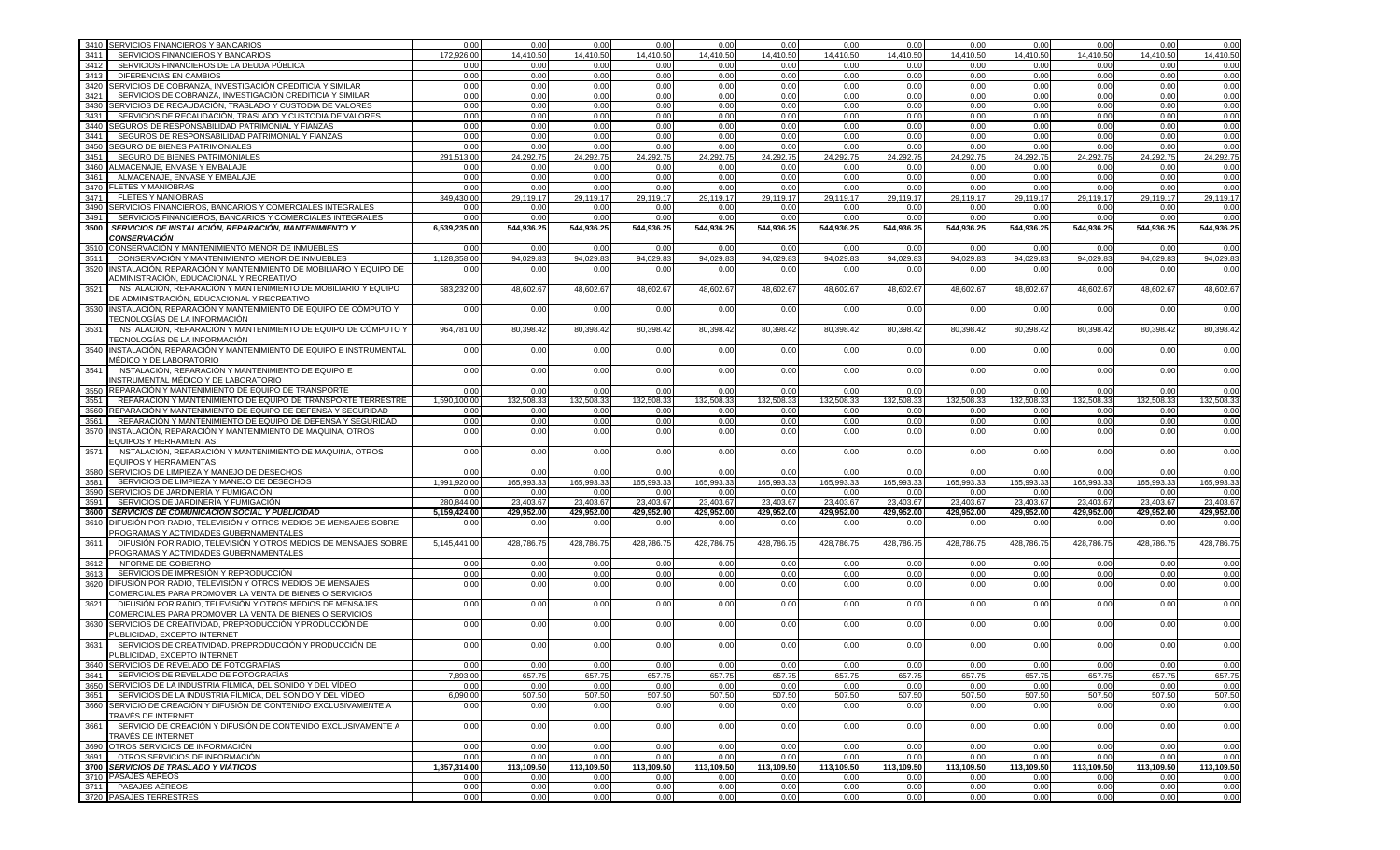| | | | | | | | | | | | | | |
|---|---|---|---|---|---|---|---|---|---|---|---|---|---|
| 3410 | SERVICIOS FINANCIEROS Y BANCARIOS | 0.00 | 0.00 | 0.00 | 0.00 | 0.00 | 0.00 | 0.00 | 0.00 | 0.00 | 0.00 | 0.00 | 0.00 | 0.00 |
| 3411 | SERVICIOS FINANCIEROS Y BANCARIOS | 172,926.00 | 14,410.50 | 14,410.50 | 14,410.50 | 14,410.50 | 14,410.50 | 14,410.50 | 14,410.50 | 14,410.50 | 14,410.50 | 14,410.50 | 14,410.50 | 14,410.50 |
| 3412 | SERVICIOS FINANCIEROS DE LA DEUDA PÚBLICA | 0.00 | 0.00 | 0.00 | 0.00 | 0.00 | 0.00 | 0.00 | 0.00 | 0.00 | 0.00 | 0.00 | 0.00 | 0.00 |
| 3413 | DIFERENCIAS EN CAMBIOS | 0.00 | 0.00 | 0.00 | 0.00 | 0.00 | 0.00 | 0.00 | 0.00 | 0.00 | 0.00 | 0.00 | 0.00 | 0.00 |
| 3420 | SERVICIOS DE COBRANZA, INVESTIGACIÓN CREDITICIA Y SIMILAR | 0.00 | 0.00 | 0.00 | 0.00 | 0.00 | 0.00 | 0.00 | 0.00 | 0.00 | 0.00 | 0.00 | 0.00 | 0.00 |
| 3421 | SERVICIOS DE COBRANZA, INVESTIGACIÓN CREDITICIA Y SIMILAR | 0.00 | 0.00 | 0.00 | 0.00 | 0.00 | 0.00 | 0.00 | 0.00 | 0.00 | 0.00 | 0.00 | 0.00 | 0.00 |
| 3430 | SERVICIOS DE RECAUDACIÓN, TRASLADO Y CUSTODIA DE VALORES | 0.00 | 0.00 | 0.00 | 0.00 | 0.00 | 0.00 | 0.00 | 0.00 | 0.00 | 0.00 | 0.00 | 0.00 | 0.00 |
| 3431 | SERVICIOS DE RECAUDACIÓN, TRASLADO Y CUSTODIA DE VALORES | 0.00 | 0.00 | 0.00 | 0.00 | 0.00 | 0.00 | 0.00 | 0.00 | 0.00 | 0.00 | 0.00 | 0.00 | 0.00 |
| 3440 | SEGUROS DE RESPONSABILIDAD PATRIMONIAL Y FIANZAS | 0.00 | 0.00 | 0.00 | 0.00 | 0.00 | 0.00 | 0.00 | 0.00 | 0.00 | 0.00 | 0.00 | 0.00 | 0.00 |
| 3441 | SEGUROS DE RESPONSABILIDAD PATRIMONIAL Y FIANZAS | 0.00 | 0.00 | 0.00 | 0.00 | 0.00 | 0.00 | 0.00 | 0.00 | 0.00 | 0.00 | 0.00 | 0.00 | 0.00 |
| 3450 | SEGURO DE BIENES PATRIMONIALES | 0.00 | 0.00 | 0.00 | 0.00 | 0.00 | 0.00 | 0.00 | 0.00 | 0.00 | 0.00 | 0.00 | 0.00 | 0.00 |
| 3451 | SEGURO DE BIENES PATRIMONIALES | 291,513.00 | 24,292.75 | 24,292.75 | 24,292.75 | 24,292.75 | 24,292.75 | 24,292.75 | 24,292.75 | 24,292.75 | 24,292.75 | 24,292.75 | 24,292.75 | 24,292.75 |
| 3460 | ALMACENAJE, ENVASE Y EMBALAJE | 0.00 | 0.00 | 0.00 | 0.00 | 0.00 | 0.00 | 0.00 | 0.00 | 0.00 | 0.00 | 0.00 | 0.00 | 0.00 |
| 3461 | ALMACENAJE, ENVASE Y EMBALAJE | 0.00 | 0.00 | 0.00 | 0.00 | 0.00 | 0.00 | 0.00 | 0.00 | 0.00 | 0.00 | 0.00 | 0.00 | 0.00 |
| 3470 | FLETES Y MANIOBRAS | 0.00 | 0.00 | 0.00 | 0.00 | 0.00 | 0.00 | 0.00 | 0.00 | 0.00 | 0.00 | 0.00 | 0.00 | 0.00 |
| 3471 | FLETES Y MANIOBRAS | 349,430.00 | 29,119.17 | 29,119.17 | 29,119.17 | 29,119.17 | 29,119.17 | 29,119.17 | 29,119.17 | 29,119.17 | 29,119.17 | 29,119.17 | 29,119.17 | 29,119.17 |
| 3490 | SERVICIOS FINANCIEROS, BANCARIOS Y COMERCIALES INTEGRALES | 0.00 | 0.00 | 0.00 | 0.00 | 0.00 | 0.00 | 0.00 | 0.00 | 0.00 | 0.00 | 0.00 | 0.00 | 0.00 |
| 3491 | SERVICIOS FINANCIEROS, BANCARIOS Y COMERCIALES INTEGRALES | 0.00 | 0.00 | 0.00 | 0.00 | 0.00 | 0.00 | 0.00 | 0.00 | 0.00 | 0.00 | 0.00 | 0.00 | 0.00 |
| **3500** | ***SERVICIOS DE INSTALACIÓN, REPARACIÓN, MANTENIMIENTO Y CONSERVACIÓN*** | **6,539,235.00** | **544,936.25** | **544,936.25** | **544,936.25** | **544,936.25** | **544,936.25** | **544,936.25** | **544,936.25** | **544,936.25** | **544,936.25** | **544,936.25** | **544,936.25** | **544,936.25** |
| 3510 | CONSERVACIÓN Y MANTENIMIENTO MENOR DE INMUEBLES | 0.00 | 0.00 | 0.00 | 0.00 | 0.00 | 0.00 | 0.00 | 0.00 | 0.00 | 0.00 | 0.00 | 0.00 | 0.00 |
| 3511 | CONSERVACIÓN Y MANTENIMIENTO MENOR DE INMUEBLES | 1,128,358.00 | 94,029.83 | 94,029.83 | 94,029.83 | 94,029.83 | 94,029.83 | 94,029.83 | 94,029.83 | 94,029.83 | 94,029.83 | 94,029.83 | 94,029.83 | 94,029.83 |
| 3520 | INSTALACIÓN, REPARACIÓN Y MANTENIMIENTO DE MOBILIARIO Y EQUIPO DE ADMINISTRACIÓN, EDUCACIONAL Y RECREATIVO | 0.00 | 0.00 | 0.00 | 0.00 | 0.00 | 0.00 | 0.00 | 0.00 | 0.00 | 0.00 | 0.00 | 0.00 | 0.00 |
| 3521 | INSTALACIÓN, REPARACIÓN Y MANTENIMIENTO DE MOBILIARIO Y EQUIPO DE ADMINISTRACIÓN, EDUCACIONAL Y RECREATIVO | 583,232.00 | 48,602.67 | 48,602.67 | 48,602.67 | 48,602.67 | 48,602.67 | 48,602.67 | 48,602.67 | 48,602.67 | 48,602.67 | 48,602.67 | 48,602.67 | 48,602.67 |
| 3530 | INSTALACIÓN, REPARACIÓN Y MANTENIMIENTO DE EQUIPO DE CÓMPUTO Y TECNOLOGÍAS DE LA INFORMACIÓN | 0.00 | 0.00 | 0.00 | 0.00 | 0.00 | 0.00 | 0.00 | 0.00 | 0.00 | 0.00 | 0.00 | 0.00 | 0.00 |
| 3531 | INSTALACIÓN, REPARACIÓN Y MANTENIMIENTO DE EQUIPO DE CÓMPUTO Y TECNOLOGÍAS DE LA INFORMACIÓN | 964,781.00 | 80,398.42 | 80,398.42 | 80,398.42 | 80,398.42 | 80,398.42 | 80,398.42 | 80,398.42 | 80,398.42 | 80,398.42 | 80,398.42 | 80,398.42 | 80,398.42 |
| 3540 | INSTALACIÓN, REPARACIÓN Y MANTENIMIENTO DE EQUIPO E INSTRUMENTAL MÉDICO Y DE LABORATORIO | 0.00 | 0.00 | 0.00 | 0.00 | 0.00 | 0.00 | 0.00 | 0.00 | 0.00 | 0.00 | 0.00 | 0.00 | 0.00 |
| 3541 | INSTALACIÓN, REPARACIÓN Y MANTENIMIENTO DE EQUIPO E INSTRUMENTAL MÉDICO Y DE LABORATORIO | 0.00 | 0.00 | 0.00 | 0.00 | 0.00 | 0.00 | 0.00 | 0.00 | 0.00 | 0.00 | 0.00 | 0.00 | 0.00 |
| 3550 | REPARACIÓN Y MANTENIMIENTO DE EQUIPO DE TRANSPORTE | 0.00 | 0.00 | 0.00 | 0.00 | 0.00 | 0.00 | 0.00 | 0.00 | 0.00 | 0.00 | 0.00 | 0.00 | 0.00 |
| 3551 | REPARACIÓN Y MANTENIMIENTO DE EQUIPO DE TRANSPORTE TERRESTRE | 1,590,100.00 | 132,508.33 | 132,508.33 | 132,508.33 | 132,508.33 | 132,508.33 | 132,508.33 | 132,508.33 | 132,508.33 | 132,508.33 | 132,508.33 | 132,508.33 | 132,508.33 |
| 3560 | REPARACIÓN Y MANTENIMIENTO DE EQUIPO DE DEFENSA Y SEGURIDAD | 0.00 | 0.00 | 0.00 | 0.00 | 0.00 | 0.00 | 0.00 | 0.00 | 0.00 | 0.00 | 0.00 | 0.00 | 0.00 |
| 3561 | REPARACIÓN Y MANTENIMIENTO DE EQUIPO DE DEFENSA Y SEGURIDAD | 0.00 | 0.00 | 0.00 | 0.00 | 0.00 | 0.00 | 0.00 | 0.00 | 0.00 | 0.00 | 0.00 | 0.00 | 0.00 |
| 3570 | INSTALACIÓN, REPARACIÓN Y MANTENIMIENTO DE MAQUINA, OTROS EQUIPOS Y HERRAMIENTAS | 0.00 | 0.00 | 0.00 | 0.00 | 0.00 | 0.00 | 0.00 | 0.00 | 0.00 | 0.00 | 0.00 | 0.00 | 0.00 |
| 3571 | INSTALACIÓN, REPARACIÓN Y MANTENIMIENTO DE MAQUINA, OTROS EQUIPOS Y HERRAMIENTAS | 0.00 | 0.00 | 0.00 | 0.00 | 0.00 | 0.00 | 0.00 | 0.00 | 0.00 | 0.00 | 0.00 | 0.00 | 0.00 |
| 3580 | SERVICIOS DE LIMPIEZA Y MANEJO DE DESECHOS | 0.00 | 0.00 | 0.00 | 0.00 | 0.00 | 0.00 | 0.00 | 0.00 | 0.00 | 0.00 | 0.00 | 0.00 | 0.00 |
| 3581 | SERVICIOS DE LIMPIEZA Y MANEJO DE DESECHOS | 1,991,920.00 | 165,993.33 | 165,993.33 | 165,993.33 | 165,993.33 | 165,993.33 | 165,993.33 | 165,993.33 | 165,993.33 | 165,993.33 | 165,993.33 | 165,993.33 | 165,993.33 |
| 3590 | SERVICIOS DE JARDINERÍA Y FUMIGACIÓN | 0.00 | 0.00 | 0.00 | 0.00 | 0.00 | 0.00 | 0.00 | 0.00 | 0.00 | 0.00 | 0.00 | 0.00 | 0.00 |
| 3591 | SERVICIOS DE JARDINERÍA Y FUMIGACIÓN | 280,844.00 | 23,403.67 | 23,403.67 | 23,403.67 | 23,403.67 | 23,403.67 | 23,403.67 | 23,403.67 | 23,403.67 | 23,403.67 | 23,403.67 | 23,403.67 | 23,403.67 |
| **3600** | ***SERVICIOS DE COMUNICACIÓN SOCIAL Y PUBLICIDAD*** | **5,159,424.00** | **429,952.00** | **429,952.00** | **429,952.00** | **429,952.00** | **429,952.00** | **429,952.00** | **429,952.00** | **429,952.00** | **429,952.00** | **429,952.00** | **429,952.00** | **429,952.00** |
| 3610 | DIFUSIÓN POR RADIO, TELEVISIÓN Y OTROS MEDIOS DE MENSAJES SOBRE PROGRAMAS Y ACTIVIDADES GUBERNAMENTALES | 0.00 | 0.00 | 0.00 | 0.00 | 0.00 | 0.00 | 0.00 | 0.00 | 0.00 | 0.00 | 0.00 | 0.00 | 0.00 |
| 3611 | DIFUSIÓN POR RADIO, TELEVISIÓN Y OTROS MEDIOS DE MENSAJES SOBRE PROGRAMAS Y ACTIVIDADES GUBERNAMENTALES | 5,145,441.00 | 428,786.75 | 428,786.75 | 428,786.75 | 428,786.75 | 428,786.75 | 428,786.75 | 428,786.75 | 428,786.75 | 428,786.75 | 428,786.75 | 428,786.75 | 428,786.75 |
| 3612 | INFORME DE GOBIERNO | 0.00 | 0.00 | 0.00 | 0.00 | 0.00 | 0.00 | 0.00 | 0.00 | 0.00 | 0.00 | 0.00 | 0.00 | 0.00 |
| 3613 | SERVICIOS DE IMPRESIÓN Y REPRODUCCIÓN | 0.00 | 0.00 | 0.00 | 0.00 | 0.00 | 0.00 | 0.00 | 0.00 | 0.00 | 0.00 | 0.00 | 0.00 | 0.00 |
| 3620 | DIFUSIÓN POR RADIO, TELEVISIÓN Y OTROS MEDIOS DE MENSAJES COMERCIALES PARA PROMOVER LA VENTA DE BIENES O SERVICIOS | 0.00 | 0.00 | 0.00 | 0.00 | 0.00 | 0.00 | 0.00 | 0.00 | 0.00 | 0.00 | 0.00 | 0.00 | 0.00 |
| 3621 | DIFUSIÓN POR RADIO, TELEVISIÓN Y OTROS MEDIOS DE MENSAJES COMERCIALES PARA PROMOVER LA VENTA DE BIENES O SERVICIOS | 0.00 | 0.00 | 0.00 | 0.00 | 0.00 | 0.00 | 0.00 | 0.00 | 0.00 | 0.00 | 0.00 | 0.00 | 0.00 |
| 3630 | SERVICIOS DE CREATIVIDAD, PREPRODUCCIÓN Y PRODUCCIÓN DE PUBLICIDAD, EXCEPTO INTERNET | 0.00 | 0.00 | 0.00 | 0.00 | 0.00 | 0.00 | 0.00 | 0.00 | 0.00 | 0.00 | 0.00 | 0.00 | 0.00 |
| 3631 | SERVICIOS DE CREATIVIDAD, PREPRODUCCIÓN Y PRODUCCIÓN DE PUBLICIDAD, EXCEPTO INTERNET | 0.00 | 0.00 | 0.00 | 0.00 | 0.00 | 0.00 | 0.00 | 0.00 | 0.00 | 0.00 | 0.00 | 0.00 | 0.00 |
| 3640 | SERVICIOS DE REVELADO DE FOTOGRAFÍAS | 0.00 | 0.00 | 0.00 | 0.00 | 0.00 | 0.00 | 0.00 | 0.00 | 0.00 | 0.00 | 0.00 | 0.00 | 0.00 |
| 3641 | SERVICIOS DE REVELADO DE FOTOGRAFÍAS | 7,893.00 | 657.75 | 657.75 | 657.75 | 657.75 | 657.75 | 657.75 | 657.75 | 657.75 | 657.75 | 657.75 | 657.75 | 657.75 |
| 3650 | SERVICIOS DE LA INDUSTRIA FÍLMICA, DEL SONIDO Y DEL VIDEO | 0.00 | 0.00 | 0.00 | 0.00 | 0.00 | 0.00 | 0.00 | 0.00 | 0.00 | 0.00 | 0.00 | 0.00 | 0.00 |
| 3651 | SERVICIOS DE LA INDUSTRIA FÍLMICA, DEL SONIDO Y DEL VIDEO | 6,090.00 | 507.50 | 507.50 | 507.50 | 507.50 | 507.50 | 507.50 | 507.50 | 507.50 | 507.50 | 507.50 | 507.50 | 507.50 |
| 3660 | SERVICIO DE CREACIÓN Y DIFUSIÓN DE CONTENIDO EXCLUSIVAMENTE A TRAVÉS DE INTERNET | 0.00 | 0.00 | 0.00 | 0.00 | 0.00 | 0.00 | 0.00 | 0.00 | 0.00 | 0.00 | 0.00 | 0.00 | 0.00 |
| 3661 | SERVICIO DE CREACIÓN Y DIFUSIÓN DE CONTENIDO EXCLUSIVAMENTE A TRAVÉS DE INTERNET | 0.00 | 0.00 | 0.00 | 0.00 | 0.00 | 0.00 | 0.00 | 0.00 | 0.00 | 0.00 | 0.00 | 0.00 | 0.00 |
| 3690 | OTROS SERVICIOS DE INFORMACIÓN | 0.00 | 0.00 | 0.00 | 0.00 | 0.00 | 0.00 | 0.00 | 0.00 | 0.00 | 0.00 | 0.00 | 0.00 | 0.00 |
| 3691 | OTROS SERVICIOS DE INFORMACIÓN | 0.00 | 0.00 | 0.00 | 0.00 | 0.00 | 0.00 | 0.00 | 0.00 | 0.00 | 0.00 | 0.00 | 0.00 | 0.00 |
| **3700** | ***SERVICIOS DE TRASLADO Y VIÁTICOS*** | **1,357,314.00** | **113,109.50** | **113,109.50** | **113,109.50** | **113,109.50** | **113,109.50** | **113,109.50** | **113,109.50** | **113,109.50** | **113,109.50** | **113,109.50** | **113,109.50** | **113,109.50** |
| 3710 | PASAJES AÉREOS | 0.00 | 0.00 | 0.00 | 0.00 | 0.00 | 0.00 | 0.00 | 0.00 | 0.00 | 0.00 | 0.00 | 0.00 | 0.00 |
| 3711 | PASAJES AÉREOS | 0.00 | 0.00 | 0.00 | 0.00 | 0.00 | 0.00 | 0.00 | 0.00 | 0.00 | 0.00 | 0.00 | 0.00 | 0.00 |
| 3720 | PASAJES TERRESTRES | 0.00 | 0.00 | 0.00 | 0.00 | 0.00 | 0.00 | 0.00 | 0.00 | 0.00 | 0.00 | 0.00 | 0.00 | 0.00 |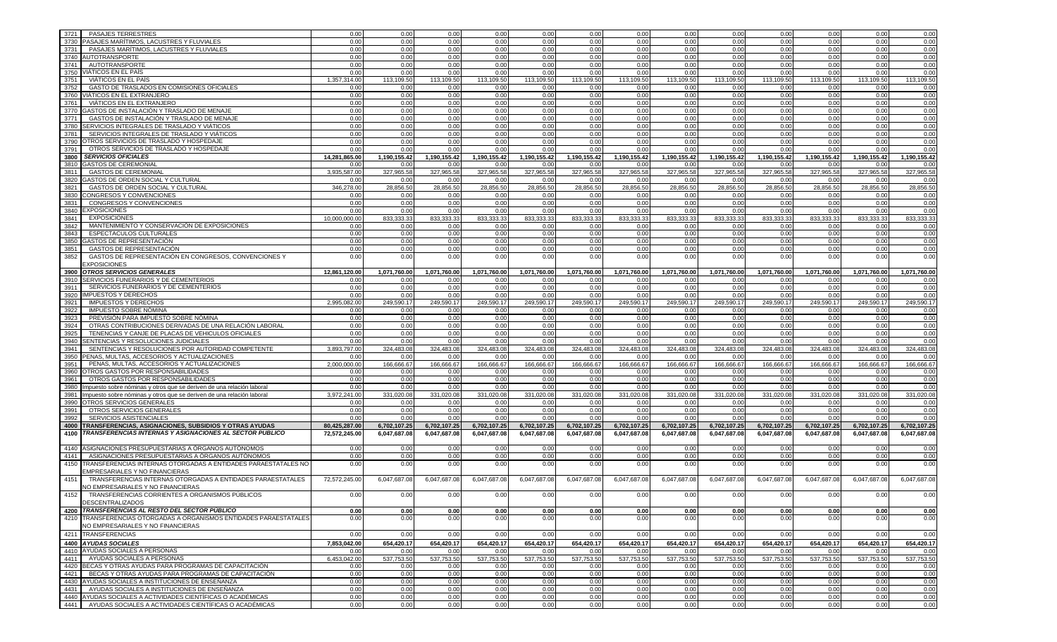| | | | | | | | | | | | | | | |
|---|---|---|---|---|---|---|---|---|---|---|---|---|---|---|
| 3721 | PASAJES TERRESTRES | 0.00 | 0.00 | 0.00 | 0.00 | 0.00 | 0.00 | 0.00 | 0.00 | 0.00 | 0.00 | 0.00 | 0.00 | 0.00 |
| 3730 | PASAJES MARÍTIMOS, LACUSTRES Y FLUVIALES | 0.00 | 0.00 | 0.00 | 0.00 | 0.00 | 0.00 | 0.00 | 0.00 | 0.00 | 0.00 | 0.00 | 0.00 | 0.00 |
| 3731 | PASAJES MARÍTIMOS, LACUSTRES Y FLUVIALES | 0.00 | 0.00 | 0.00 | 0.00 | 0.00 | 0.00 | 0.00 | 0.00 | 0.00 | 0.00 | 0.00 | 0.00 | 0.00 |
| 3740 | AUTOTRANSPORTE | 0.00 | 0.00 | 0.00 | 0.00 | 0.00 | 0.00 | 0.00 | 0.00 | 0.00 | 0.00 | 0.00 | 0.00 | 0.00 |
| 3741 | AUTOTRANSPORTE | 0.00 | 0.00 | 0.00 | 0.00 | 0.00 | 0.00 | 0.00 | 0.00 | 0.00 | 0.00 | 0.00 | 0.00 | 0.00 |
| 3750 | VIÁTICOS EN EL PAÍS | 0.00 | 0.00 | 0.00 | 0.00 | 0.00 | 0.00 | 0.00 | 0.00 | 0.00 | 0.00 | 0.00 | 0.00 | 0.00 |
| 3751 | VIÁTICOS EN EL PAÍS | 1,357,314.00 | 113,109.50 | 113,109.50 | 113,109.50 | 113,109.50 | 113,109.50 | 113,109.50 | 113,109.50 | 113,109.50 | 113,109.50 | 113,109.50 | 113,109.50 | 113,109.50 |
| 3752 | GASTO DE TRASLADOS EN COMISIONES OFICIALES | 0.00 | 0.00 | 0.00 | 0.00 | 0.00 | 0.00 | 0.00 | 0.00 | 0.00 | 0.00 | 0.00 | 0.00 | 0.00 |
| 3760 | VIÁTICOS EN EL EXTRANJERO | 0.00 | 0.00 | 0.00 | 0.00 | 0.00 | 0.00 | 0.00 | 0.00 | 0.00 | 0.00 | 0.00 | 0.00 | 0.00 |
| 3761 | VIÁTICOS EN EL EXTRANJERO | 0.00 | 0.00 | 0.00 | 0.00 | 0.00 | 0.00 | 0.00 | 0.00 | 0.00 | 0.00 | 0.00 | 0.00 | 0.00 |
| 3770 | GASTOS DE INSTALACIÓN Y TRASLADO DE MENAJE | 0.00 | 0.00 | 0.00 | 0.00 | 0.00 | 0.00 | 0.00 | 0.00 | 0.00 | 0.00 | 0.00 | 0.00 | 0.00 |
| 3771 | GASTOS DE INSTALACIÓN Y TRASLADO DE MENAJE | 0.00 | 0.00 | 0.00 | 0.00 | 0.00 | 0.00 | 0.00 | 0.00 | 0.00 | 0.00 | 0.00 | 0.00 | 0.00 |
| 3780 | SERVICIOS INTEGRALES DE TRASLADO Y VIÁTICOS | 0.00 | 0.00 | 0.00 | 0.00 | 0.00 | 0.00 | 0.00 | 0.00 | 0.00 | 0.00 | 0.00 | 0.00 | 0.00 |
| 3781 | SERVICIOS INTEGRALES DE TRASLADO Y VIÁTICOS | 0.00 | 0.00 | 0.00 | 0.00 | 0.00 | 0.00 | 0.00 | 0.00 | 0.00 | 0.00 | 0.00 | 0.00 | 0.00 |
| 3790 | OTROS SERVICIOS DE TRASLADO Y HOSPEDAJE | 0.00 | 0.00 | 0.00 | 0.00 | 0.00 | 0.00 | 0.00 | 0.00 | 0.00 | 0.00 | 0.00 | 0.00 | 0.00 |
| 3791 | OTROS SERVICIOS DE TRASLADO Y HOSPEDAJE | 0.00 | 0.00 | 0.00 | 0.00 | 0.00 | 0.00 | 0.00 | 0.00 | 0.00 | 0.00 | 0.00 | 0.00 | 0.00 |
| **3800** | ***SERVICIOS OFICIALES*** | **14,281,865.00** | **1,190,155.42** | **1,190,155.42** | **1,190,155.42** | **1,190,155.42** | **1,190,155.42** | **1,190,155.42** | **1,190,155.42** | **1,190,155.42** | **1,190,155.42** | **1,190,155.42** | **1,190,155.42** | **1,190,155.42** |
| 3810 | GASTOS DE CEREMONIAL | 0.00 | 0.00 | 0.00 | 0.00 | 0.00 | 0.00 | 0.00 | 0.00 | 0.00 | 0.00 | 0.00 | 0.00 | 0.00 |
| 3811 | GASTOS DE CEREMONIAL | 3,935,587.00 | 327,965.58 | 327,965.58 | 327,965.58 | 327,965.58 | 327,965.58 | 327,965.58 | 327,965.58 | 327,965.58 | 327,965.58 | 327,965.58 | 327,965.58 | 327,965.58 |
| 3820 | GASTOS DE ORDEN SOCIAL Y CULTURAL | 0.00 | 0.00 | 0.00 | 0.00 | 0.00 | 0.00 | 0.00 | 0.00 | 0.00 | 0.00 | 0.00 | 0.00 | 0.00 |
| 3821 | GASTOS DE ORDEN SOCIAL Y CULTURAL | 346,278.00 | 28,856.50 | 28,856.50 | 28,856.50 | 28,856.50 | 28,856.50 | 28,856.50 | 28,856.50 | 28,856.50 | 28,856.50 | 28,856.50 | 28,856.50 | 28,856.50 |
| 3830 | CONGRESOS Y CONVENCIONES | 0.00 | 0.00 | 0.00 | 0.00 | 0.00 | 0.00 | 0.00 | 0.00 | 0.00 | 0.00 | 0.00 | 0.00 | 0.00 |
| 3831 | CONGRESOS Y CONVENCIONES | 0.00 | 0.00 | 0.00 | 0.00 | 0.00 | 0.00 | 0.00 | 0.00 | 0.00 | 0.00 | 0.00 | 0.00 | 0.00 |
| 3840 | EXPOSICIONES | 0.00 | 0.00 | 0.00 | 0.00 | 0.00 | 0.00 | 0.00 | 0.00 | 0.00 | 0.00 | 0.00 | 0.00 | 0.00 |
| 3841 | EXPOSICIONES | 10,000,000.00 | 833,333.33 | 833,333.33 | 833,333.33 | 833,333.33 | 833,333.33 | 833,333.33 | 833,333.33 | 833,333.33 | 833,333.33 | 833,333.33 | 833,333.33 | 833,333.33 |
| 3842 | MANTENIMIENTO Y CONSERVACIÓN DE EXPOSICIONES | 0.00 | 0.00 | 0.00 | 0.00 | 0.00 | 0.00 | 0.00 | 0.00 | 0.00 | 0.00 | 0.00 | 0.00 | 0.00 |
| 3843 | ESPECTACULOS CULTURALES | 0.00 | 0.00 | 0.00 | 0.00 | 0.00 | 0.00 | 0.00 | 0.00 | 0.00 | 0.00 | 0.00 | 0.00 | 0.00 |
| 3850 | GASTOS DE REPRESENTACIÓN | 0.00 | 0.00 | 0.00 | 0.00 | 0.00 | 0.00 | 0.00 | 0.00 | 0.00 | 0.00 | 0.00 | 0.00 | 0.00 |
| 3851 | GASTOS DE REPRESENTACIÓN | 0.00 | 0.00 | 0.00 | 0.00 | 0.00 | 0.00 | 0.00 | 0.00 | 0.00 | 0.00 | 0.00 | 0.00 | 0.00 |
| 3852 | GASTOS DE REPRESENTACIÓN EN CONGRESOS, CONVENCIONES Y EXPOSICIONES | 0.00 | 0.00 | 0.00 | 0.00 | 0.00 | 0.00 | 0.00 | 0.00 | 0.00 | 0.00 | 0.00 | 0.00 | 0.00 |
| **3900** | ***OTROS SERVICIOS GENERALES*** | **12,861,120.00** | **1,071,760.00** | **1,071,760.00** | **1,071,760.00** | **1,071,760.00** | **1,071,760.00** | **1,071,760.00** | **1,071,760.00** | **1,071,760.00** | **1,071,760.00** | **1,071,760.00** | **1,071,760.00** | **1,071,760.00** |
| 3910 | SERVICIOS FUNERARIOS Y DE CEMENTERIOS | 0.00 | 0.00 | 0.00 | 0.00 | 0.00 | 0.00 | 0.00 | 0.00 | 0.00 | 0.00 | 0.00 | 0.00 | 0.00 |
| 3911 | SERVICIOS FUNERARIOS Y DE CEMENTERIOS | 0.00 | 0.00 | 0.00 | 0.00 | 0.00 | 0.00 | 0.00 | 0.00 | 0.00 | 0.00 | 0.00 | 0.00 | 0.00 |
| 3920 | IMPUESTOS Y DERECHOS | 0.00 | 0.00 | 0.00 | 0.00 | 0.00 | 0.00 | 0.00 | 0.00 | 0.00 | 0.00 | 0.00 | 0.00 | 0.00 |
| 3921 | IMPUESTOS Y DERECHOS | 2,995,082.00 | 249,590.17 | 249,590.17 | 249,590.17 | 249,590.17 | 249,590.17 | 249,590.17 | 249,590.17 | 249,590.17 | 249,590.17 | 249,590.17 | 249,590.17 | 249,590.17 |
| 3922 | IMPUESTO SOBRE NÓMINA | 0.00 | 0.00 | 0.00 | 0.00 | 0.00 | 0.00 | 0.00 | 0.00 | 0.00 | 0.00 | 0.00 | 0.00 | 0.00 |
| 3923 | PREVISIÓN PARA IMPUESTO SOBRE NÓMINA | 0.00 | 0.00 | 0.00 | 0.00 | 0.00 | 0.00 | 0.00 | 0.00 | 0.00 | 0.00 | 0.00 | 0.00 | 0.00 |
| 3924 | OTRAS CONTRIBUCIONES DERIVADAS DE UNA RELACIÓN LABORAL | 0.00 | 0.00 | 0.00 | 0.00 | 0.00 | 0.00 | 0.00 | 0.00 | 0.00 | 0.00 | 0.00 | 0.00 | 0.00 |
| 3925 | TENENCIAS Y CANJE DE PLACAS DE VEHICULOS OFICIALES | 0.00 | 0.00 | 0.00 | 0.00 | 0.00 | 0.00 | 0.00 | 0.00 | 0.00 | 0.00 | 0.00 | 0.00 | 0.00 |
| 3940 | SENTENCIAS Y RESOLUCIONES JUDICIALES | 0.00 | 0.00 | 0.00 | 0.00 | 0.00 | 0.00 | 0.00 | 0.00 | 0.00 | 0.00 | 0.00 | 0.00 | 0.00 |
| 3941 | SENTENCIAS Y RESOLUCIONES POR AUTORIDAD COMPETENTE | 3,893,797.00 | 324,483.08 | 324,483.08 | 324,483.08 | 324,483.08 | 324,483.08 | 324,483.08 | 324,483.08 | 324,483.08 | 324,483.08 | 324,483.08 | 324,483.08 | 324,483.08 |
| 3950 | PENAS, MULTAS, ACCESORIOS Y ACTUALIZACIONES | 0.00 | 0.00 | 0.00 | 0.00 | 0.00 | 0.00 | 0.00 | 0.00 | 0.00 | 0.00 | 0.00 | 0.00 | 0.00 |
| 3951 | PENAS, MULTAS, ACCESORIOS Y ACTUALIZACIONES | 2,000,000.00 | 166,666.67 | 166,666.67 | 166,666.67 | 166,666.67 | 166,666.67 | 166,666.67 | 166,666.67 | 166,666.67 | 166,666.67 | 166,666.67 | 166,666.67 | 166,666.67 |
| 3960 | OTROS GASTOS POR RESPONSABILIDADES | 0.00 | 0.00 | 0.00 | 0.00 | 0.00 | 0.00 | 0.00 | 0.00 | 0.00 | 0.00 | 0.00 | 0.00 | 0.00 |
| 3961 | OTROS GASTOS POR RESPONSABILIDADES | 0.00 | 0.00 | 0.00 | 0.00 | 0.00 | 0.00 | 0.00 | 0.00 | 0.00 | 0.00 | 0.00 | 0.00 | 0.00 |
| 3980 | Impuesto sobre nóminas y otros que se deriven de una relación laboral | 0.00 | 0.00 | 0.00 | 0.00 | 0.00 | 0.00 | 0.00 | 0.00 | 0.00 | 0.00 | 0.00 | 0.00 | 0.00 |
| 3981 | Impuesto sobre nóminas y otros que se deriven de una relación laboral | 3,972,241.00 | 331,020.08 | 331,020.08 | 331,020.08 | 331,020.08 | 331,020.08 | 331,020.08 | 331,020.08 | 331,020.08 | 331,020.08 | 331,020.08 | 331,020.08 | 331,020.08 |
| 3990 | OTROS SERVICIOS GENERALES | 0.00 | 0.00 | 0.00 | 0.00 | 0.00 | 0.00 | 0.00 | 0.00 | 0.00 | 0.00 | 0.00 | 0.00 | 0.00 |
| 3991 | OTROS SERVICIOS GENERALES | 0.00 | 0.00 | 0.00 | 0.00 | 0.00 | 0.00 | 0.00 | 0.00 | 0.00 | 0.00 | 0.00 | 0.00 | 0.00 |
| 3992 | SERVICIOS ASISTENCIALES | 0.00 | 0.00 | 0.00 | 0.00 | 0.00 | 0.00 | 0.00 | 0.00 | 0.00 | 0.00 | 0.00 | 0.00 | 0.00 |
| **4000** | **TRANSFERENCIAS, ASIGNACIONES, SUBSIDIOS Y OTRAS AYUDAS** | **80,425,287.00** | **6,702,107.25** | **6,702,107.25** | **6,702,107.25** | **6,702,107.25** | **6,702,107.25** | **6,702,107.25** | **6,702,107.25** | **6,702,107.25** | **6,702,107.25** | **6,702,107.25** | **6,702,107.25** | **6,702,107.25** |
| **4100** | ***TRANSFERENCIAS INTERNAS Y ASIGNACIONES AL SECTOR PUBLICO*** | **72,572,245.00** | **6,047,687.08** | **6,047,687.08** | **6,047,687.08** | **6,047,687.08** | **6,047,687.08** | **6,047,687.08** | **6,047,687.08** | **6,047,687.08** | **6,047,687.08** | **6,047,687.08** | **6,047,687.08** | **6,047,687.08** |
| 4140 | ASIGNACIONES PRESUPUESTARIAS A ÓRGANOS AUTÓNOMOS | 0.00 | 0.00 | 0.00 | 0.00 | 0.00 | 0.00 | 0.00 | 0.00 | 0.00 | 0.00 | 0.00 | 0.00 | 0.00 |
| 4141 | ASIGNACIONES PRESUPUESTARIAS A ÓRGANOS AUTÓNOMOS | 0.00 | 0.00 | 0.00 | 0.00 | 0.00 | 0.00 | 0.00 | 0.00 | 0.00 | 0.00 | 0.00 | 0.00 | 0.00 |
| 4150 | TRANSFERENCIAS INTERNAS OTORGADAS A ENTIDADES PARAESTATALES NO EMPRESARIALES Y NO FINANCIERAS | 0.00 | 0.00 | 0.00 | 0.00 | 0.00 | 0.00 | 0.00 | 0.00 | 0.00 | 0.00 | 0.00 | 0.00 | 0.00 |
| 4151 | TRANSFERENCIAS INTERNAS OTORGADAS A ENTIDADES PARAESTATALES NO EMPRESARIALES Y NO FINANCIERAS | 72,572,245.00 | 6,047,687.08 | 6,047,687.08 | 6,047,687.08 | 6,047,687.08 | 6,047,687.08 | 6,047,687.08 | 6,047,687.08 | 6,047,687.08 | 6,047,687.08 | 6,047,687.08 | 6,047,687.08 | 6,047,687.08 |
| 4152 | TRANSFERENCIAS CORRIENTES A ORGANISMOS PÚBLICOS DESCENTRALIZADOS | 0.00 | 0.00 | 0.00 | 0.00 | 0.00 | 0.00 | 0.00 | 0.00 | 0.00 | 0.00 | 0.00 | 0.00 | 0.00 |
| **4200** | ***TRANSFERENCIAS AL RESTO DEL SECTOR PUBLICO*** | **0.00** | **0.00** | **0.00** | **0.00** | **0.00** | **0.00** | **0.00** | **0.00** | **0.00** | **0.00** | **0.00** | **0.00** | **0.00** |
| 4210 | TRANSFERENCIAS OTORGADAS A ORGANISMOS ENTIDADES PARAESTATALES NO EMPRESARIALES Y NO FINANCIERAS | 0.00 | 0.00 | 0.00 | 0.00 | 0.00 | 0.00 | 0.00 | 0.00 | 0.00 | 0.00 | 0.00 | 0.00 | 0.00 |
| 4211 | TRANSFERENCIAS | 0.00 | 0.00 | 0.00 | 0.00 | 0.00 | 0.00 | 0.00 | 0.00 | 0.00 | 0.00 | 0.00 | 0.00 | 0.00 |
| **4400** | ***AYUDAS SOCIALES*** | **7,853,042.00** | **654,420.17** | **654,420.17** | **654,420.17** | **654,420.17** | **654,420.17** | **654,420.17** | **654,420.17** | **654,420.17** | **654,420.17** | **654,420.17** | **654,420.17** | **654,420.17** |
| 4410 | AYUDAS SOCIALES A PERSONAS | 0.00 | 0.00 | 0.00 | 0.00 | 0.00 | 0.00 | 0.00 | 0.00 | 0.00 | 0.00 | 0.00 | 0.00 | 0.00 |
| 4411 | AYUDAS SOCIALES A PERSONAS | 6,453,042.00 | 537,753.50 | 537,753.50 | 537,753.50 | 537,753.50 | 537,753.50 | 537,753.50 | 537,753.50 | 537,753.50 | 537,753.50 | 537,753.50 | 537,753.50 | 537,753.50 |
| 4420 | BECAS Y OTRAS AYUDAS PARA PROGRAMAS DE CAPACITACIÓN | 0.00 | 0.00 | 0.00 | 0.00 | 0.00 | 0.00 | 0.00 | 0.00 | 0.00 | 0.00 | 0.00 | 0.00 | 0.00 |
| 4421 | BECAS Y OTRAS AYUDAS PARA PROGRAMAS DE CAPACITACIÓN | 0.00 | 0.00 | 0.00 | 0.00 | 0.00 | 0.00 | 0.00 | 0.00 | 0.00 | 0.00 | 0.00 | 0.00 | 0.00 |
| 4430 | AYUDAS SOCIALES A INSTITUCIONES DE ENSEÑANZA | 0.00 | 0.00 | 0.00 | 0.00 | 0.00 | 0.00 | 0.00 | 0.00 | 0.00 | 0.00 | 0.00 | 0.00 | 0.00 |
| 4431 | AYUDAS SOCIALES A INSTITUCIONES DE ENSEÑANZA | 0.00 | 0.00 | 0.00 | 0.00 | 0.00 | 0.00 | 0.00 | 0.00 | 0.00 | 0.00 | 0.00 | 0.00 | 0.00 |
| 4440 | AYUDAS SOCIALES A ACTIVIDADES CIENTÍFICAS O ACADÉMICAS | 0.00 | 0.00 | 0.00 | 0.00 | 0.00 | 0.00 | 0.00 | 0.00 | 0.00 | 0.00 | 0.00 | 0.00 | 0.00 |
| 4441 | AYUDAS SOCIALES A ACTIVIDADES CIENTÍFICAS O ACADÉMICAS | 0.00 | 0.00 | 0.00 | 0.00 | 0.00 | 0.00 | 0.00 | 0.00 | 0.00 | 0.00 | 0.00 | 0.00 | 0.00 |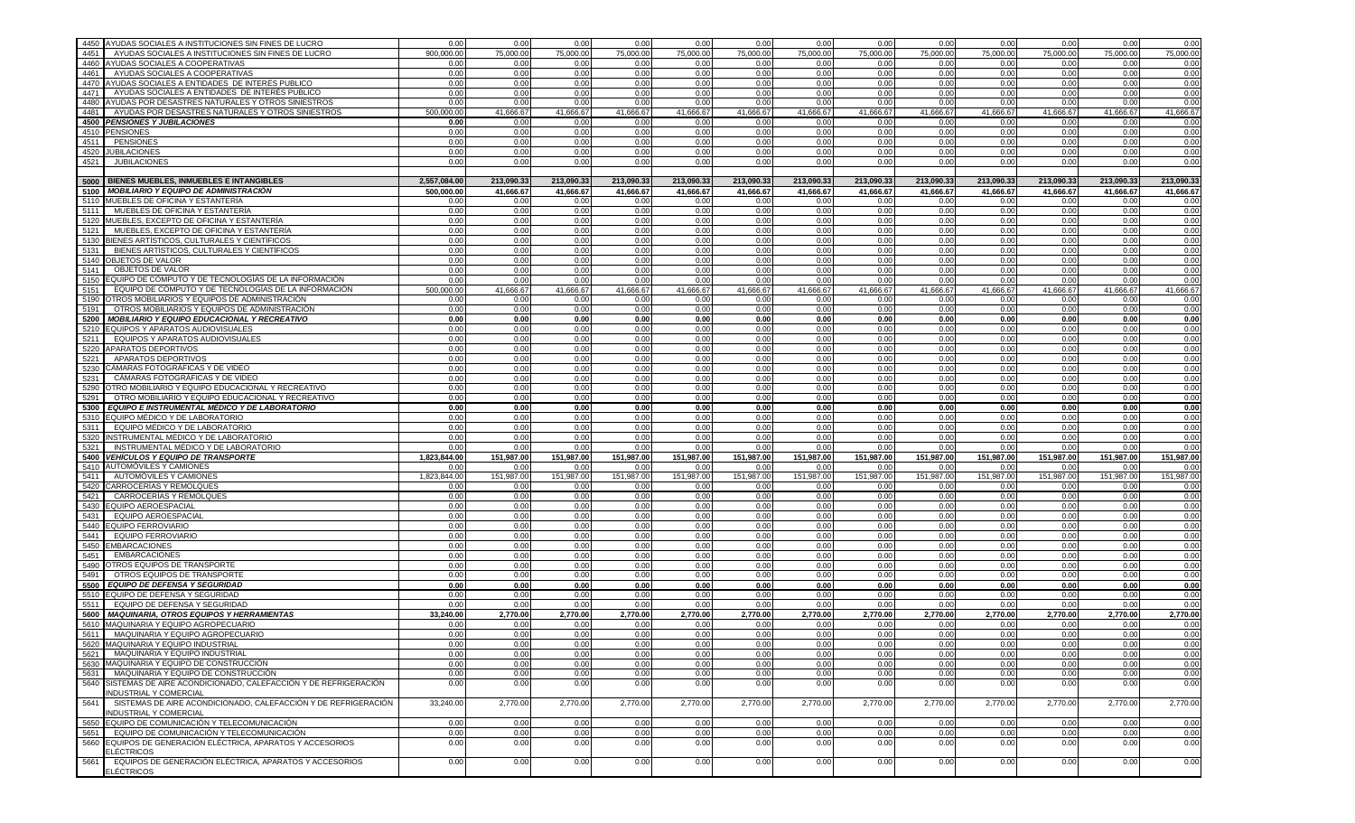| | | | | | | | | | | | | | |
|---|---|---|---|---|---|---|---|---|---|---|---|---|---|
| 4450 AYUDAS SOCIALES A INSTITUCIONES SIN FINES DE LUCRO | 0.00 | 0.00 | 0.00 | 0.00 | 0.00 | 0.00 | 0.00 | 0.00 | 0.00 | 0.00 | 0.00 | 0.00 | 0.00 |
| 4451 AYUDAS SOCIALES A INSTITUCIONES SIN FINES DE LUCRO | 900,000.00 | 75,000.00 | 75,000.00 | 75,000.00 | 75,000.00 | 75,000.00 | 75,000.00 | 75,000.00 | 75,000.00 | 75,000.00 | 75,000.00 | 75,000.00 | 75,000.00 |
| 4460 AYUDAS SOCIALES A COOPERATIVAS | 0.00 | 0.00 | 0.00 | 0.00 | 0.00 | 0.00 | 0.00 | 0.00 | 0.00 | 0.00 | 0.00 | 0.00 | 0.00 |
| 4461 AYUDAS SOCIALES A COOPERATIVAS | 0.00 | 0.00 | 0.00 | 0.00 | 0.00 | 0.00 | 0.00 | 0.00 | 0.00 | 0.00 | 0.00 | 0.00 | 0.00 |
| 4470 AYUDAS SOCIALES A ENTIDADES DE INTERÉS PUBLICO | 0.00 | 0.00 | 0.00 | 0.00 | 0.00 | 0.00 | 0.00 | 0.00 | 0.00 | 0.00 | 0.00 | 0.00 | 0.00 |
| 4471 AYUDAS SOCIALES A ENTIDADES DE INTERÉS PUBLICO | 0.00 | 0.00 | 0.00 | 0.00 | 0.00 | 0.00 | 0.00 | 0.00 | 0.00 | 0.00 | 0.00 | 0.00 | 0.00 |
| 4480 AYUDAS POR DESASTRES NATURALES Y OTROS SINIESTROS | 0.00 | 0.00 | 0.00 | 0.00 | 0.00 | 0.00 | 0.00 | 0.00 | 0.00 | 0.00 | 0.00 | 0.00 | 0.00 |
| 4481 AYUDAS POR DESASTRES NATURALES Y OTROS SINIESTROS | 500,000.00 | 41,666.67 | 41,666.67 | 41,666.67 | 41,666.67 | 41,666.67 | 41,666.67 | 41,666.67 | 41,666.67 | 41,666.67 | 41,666.67 | 41,666.67 | 41,666.67 |
| **4500 *PENSIONES Y JUBILACIONES*** | **0.00** | 0.00 | 0.00 | 0.00 | 0.00 | 0.00 | 0.00 | 0.00 | 0.00 | 0.00 | 0.00 | 0.00 | 0.00 |
| 4510 PENSIONES | 0.00 | 0.00 | 0.00 | 0.00 | 0.00 | 0.00 | 0.00 | 0.00 | 0.00 | 0.00 | 0.00 | 0.00 | 0.00 |
| 4511 PENSIONES | 0.00 | 0.00 | 0.00 | 0.00 | 0.00 | 0.00 | 0.00 | 0.00 | 0.00 | 0.00 | 0.00 | 0.00 | 0.00 |
| 4520 JUBILACIONES | 0.00 | 0.00 | 0.00 | 0.00 | 0.00 | 0.00 | 0.00 | 0.00 | 0.00 | 0.00 | 0.00 | 0.00 | 0.00 |
| 4521 JUBILACIONES | 0.00 | 0.00 | 0.00 | 0.00 | 0.00 | 0.00 | 0.00 | 0.00 | 0.00 | 0.00 | 0.00 | 0.00 | 0.00 |
| | | | | | | | | | | | | | |
| **5000 BIENES MUEBLES, INMUEBLES E INTANGIBLES** | **2,557,084.00** | **213,090.33** | **213,090.33** | **213,090.33** | **213,090.33** | **213,090.33** | **213,090.33** | **213,090.33** | **213,090.33** | **213,090.33** | **213,090.33** | **213,090.33** | **213,090.33** |
| **5100 *MOBILIARIO Y EQUIPO DE ADMINISTRACIÓN*** | **500,000.00** | **41,666.67** | **41,666.67** | **41,666.67** | **41,666.67** | **41,666.67** | **41,666.67** | **41,666.67** | **41,666.67** | **41,666.67** | **41,666.67** | **41,666.67** | **41,666.67** |
| 5110 MUEBLES DE OFICINA Y ESTANTERÍA | 0.00 | 0.00 | 0.00 | 0.00 | 0.00 | 0.00 | 0.00 | 0.00 | 0.00 | 0.00 | 0.00 | 0.00 | 0.00 |
| 5111 MUEBLES DE OFICINA Y ESTANTERÍA | 0.00 | 0.00 | 0.00 | 0.00 | 0.00 | 0.00 | 0.00 | 0.00 | 0.00 | 0.00 | 0.00 | 0.00 | 0.00 |
| 5120 MUEBLES, EXCEPTO DE OFICINA Y ESTANTERÍA | 0.00 | 0.00 | 0.00 | 0.00 | 0.00 | 0.00 | 0.00 | 0.00 | 0.00 | 0.00 | 0.00 | 0.00 | 0.00 |
| 5121 MUEBLES, EXCEPTO DE OFICINA Y ESTANTERÍA | 0.00 | 0.00 | 0.00 | 0.00 | 0.00 | 0.00 | 0.00 | 0.00 | 0.00 | 0.00 | 0.00 | 0.00 | 0.00 |
| 5130 BIENES ARTÍSTICOS, CULTURALES Y CIENTÍFICOS | 0.00 | 0.00 | 0.00 | 0.00 | 0.00 | 0.00 | 0.00 | 0.00 | 0.00 | 0.00 | 0.00 | 0.00 | 0.00 |
| 5131 BIENES ARTÍSTICOS, CULTURALES Y CIENTÍFICOS | 0.00 | 0.00 | 0.00 | 0.00 | 0.00 | 0.00 | 0.00 | 0.00 | 0.00 | 0.00 | 0.00 | 0.00 | 0.00 |
| 5140 OBJETOS DE VALOR | 0.00 | 0.00 | 0.00 | 0.00 | 0.00 | 0.00 | 0.00 | 0.00 | 0.00 | 0.00 | 0.00 | 0.00 | 0.00 |
| 5141 OBJETOS DE VALOR | 0.00 | 0.00 | 0.00 | 0.00 | 0.00 | 0.00 | 0.00 | 0.00 | 0.00 | 0.00 | 0.00 | 0.00 | 0.00 |
| 5150 EQUIPO DE CÓMPUTO Y DE TECNOLOGÍAS DE LA INFORMACIÓN | 0.00 | 0.00 | 0.00 | 0.00 | 0.00 | 0.00 | 0.00 | 0.00 | 0.00 | 0.00 | 0.00 | 0.00 | 0.00 |
| 5151 EQUIPO DE CÓMPUTO Y DE TECNOLOGÍAS DE LA INFORMACIÓN | 500,000.00 | 41,666.67 | 41,666.67 | 41,666.67 | 41,666.67 | 41,666.67 | 41,666.67 | 41,666.67 | 41,666.67 | 41,666.67 | 41,666.67 | 41,666.67 | 41,666.67 |
| 5190 OTROS MOBILIARIOS Y EQUIPOS DE ADMINISTRACIÓN | 0.00 | 0.00 | 0.00 | 0.00 | 0.00 | 0.00 | 0.00 | 0.00 | 0.00 | 0.00 | 0.00 | 0.00 | 0.00 |
| 5191 OTROS MOBILIARIOS Y EQUIPOS DE ADMINISTRACIÓN | 0.00 | 0.00 | 0.00 | 0.00 | 0.00 | 0.00 | 0.00 | 0.00 | 0.00 | 0.00 | 0.00 | 0.00 | 0.00 |
| **5200 *MOBILIARIO Y EQUIPO EDUCACIONAL Y RECREATIVO*** | **0.00** | **0.00** | **0.00** | **0.00** | **0.00** | **0.00** | **0.00** | **0.00** | **0.00** | **0.00** | **0.00** | **0.00** | **0.00** |
| 5210 EQUIPOS Y APARATOS AUDIOVISUALES | 0.00 | 0.00 | 0.00 | 0.00 | 0.00 | 0.00 | 0.00 | 0.00 | 0.00 | 0.00 | 0.00 | 0.00 | 0.00 |
| 5211 EQUIPOS Y APARATOS AUDIOVISUALES | 0.00 | 0.00 | 0.00 | 0.00 | 0.00 | 0.00 | 0.00 | 0.00 | 0.00 | 0.00 | 0.00 | 0.00 | 0.00 |
| 5220 APARATOS DEPORTIVOS | 0.00 | 0.00 | 0.00 | 0.00 | 0.00 | 0.00 | 0.00 | 0.00 | 0.00 | 0.00 | 0.00 | 0.00 | 0.00 |
| 5221 APARATOS DEPORTIVOS | 0.00 | 0.00 | 0.00 | 0.00 | 0.00 | 0.00 | 0.00 | 0.00 | 0.00 | 0.00 | 0.00 | 0.00 | 0.00 |
| 5230 CÁMARAS FOTOGRÁFICAS Y DE VIDEO | 0.00 | 0.00 | 0.00 | 0.00 | 0.00 | 0.00 | 0.00 | 0.00 | 0.00 | 0.00 | 0.00 | 0.00 | 0.00 |
| 5231 CÁMARAS FOTOGRÁFICAS Y DE VIDEO | 0.00 | 0.00 | 0.00 | 0.00 | 0.00 | 0.00 | 0.00 | 0.00 | 0.00 | 0.00 | 0.00 | 0.00 | 0.00 |
| 5290 OTRO MOBILIARIO Y EQUIPO EDUCACIONAL Y RECREATIVO | 0.00 | 0.00 | 0.00 | 0.00 | 0.00 | 0.00 | 0.00 | 0.00 | 0.00 | 0.00 | 0.00 | 0.00 | 0.00 |
| 5291 OTRO MOBILIARIO Y EQUIPO EDUCACIONAL Y RECREATIVO | 0.00 | 0.00 | 0.00 | 0.00 | 0.00 | 0.00 | 0.00 | 0.00 | 0.00 | 0.00 | 0.00 | 0.00 | 0.00 |
| **5300 *EQUIPO E INSTRUMENTAL MÉDICO Y DE LABORATORIO*** | **0.00** | **0.00** | **0.00** | **0.00** | **0.00** | **0.00** | **0.00** | **0.00** | **0.00** | **0.00** | **0.00** | **0.00** | **0.00** |
| 5310 EQUIPO MÉDICO Y DE LABORATORIO | 0.00 | 0.00 | 0.00 | 0.00 | 0.00 | 0.00 | 0.00 | 0.00 | 0.00 | 0.00 | 0.00 | 0.00 | 0.00 |
| 5311 EQUIPO MÉDICO Y DE LABORATORIO | 0.00 | 0.00 | 0.00 | 0.00 | 0.00 | 0.00 | 0.00 | 0.00 | 0.00 | 0.00 | 0.00 | 0.00 | 0.00 |
| 5320 INSTRUMENTAL MÉDICO Y DE LABORATORIO | 0.00 | 0.00 | 0.00 | 0.00 | 0.00 | 0.00 | 0.00 | 0.00 | 0.00 | 0.00 | 0.00 | 0.00 | 0.00 |
| 5321 INSTRUMENTAL MÉDICO Y DE LABORATORIO | 0.00 | 0.00 | 0.00 | 0.00 | 0.00 | 0.00 | 0.00 | 0.00 | 0.00 | 0.00 | 0.00 | 0.00 | 0.00 |
| **5400 *VEHÍCULOS Y EQUIPO DE TRANSPORTE*** | **1,823,844.00** | **151,987.00** | **151,987.00** | **151,987.00** | **151,987.00** | **151,987.00** | **151,987.00** | **151,987.00** | **151,987.00** | **151,987.00** | **151,987.00** | **151,987.00** | **151,987.00** |
| 5410 AUTOMÓVILES Y CAMIONES | 0.00 | 0.00 | 0.00 | 0.00 | 0.00 | 0.00 | 0.00 | 0.00 | 0.00 | 0.00 | 0.00 | 0.00 | 0.00 |
| 5411 AUTOMÓVILES Y CAMIONES | 1,823,844.00 | 151,987.00 | 151,987.00 | 151,987.00 | 151,987.00 | 151,987.00 | 151,987.00 | 151,987.00 | 151,987.00 | 151,987.00 | 151,987.00 | 151,987.00 | 151,987.00 |
| 5420 CARROCERÍAS Y REMOLQUES | 0.00 | 0.00 | 0.00 | 0.00 | 0.00 | 0.00 | 0.00 | 0.00 | 0.00 | 0.00 | 0.00 | 0.00 | 0.00 |
| 5421 CARROCERÍAS Y REMOLQUES | 0.00 | 0.00 | 0.00 | 0.00 | 0.00 | 0.00 | 0.00 | 0.00 | 0.00 | 0.00 | 0.00 | 0.00 | 0.00 |
| 5430 EQUIPO AEROESPACIAL | 0.00 | 0.00 | 0.00 | 0.00 | 0.00 | 0.00 | 0.00 | 0.00 | 0.00 | 0.00 | 0.00 | 0.00 | 0.00 |
| 5431 EQUIPO AEROESPACIAL | 0.00 | 0.00 | 0.00 | 0.00 | 0.00 | 0.00 | 0.00 | 0.00 | 0.00 | 0.00 | 0.00 | 0.00 | 0.00 |
| 5440 EQUIPO FERROVIARIO | 0.00 | 0.00 | 0.00 | 0.00 | 0.00 | 0.00 | 0.00 | 0.00 | 0.00 | 0.00 | 0.00 | 0.00 | 0.00 |
| 5441 EQUIPO FERROVIARIO | 0.00 | 0.00 | 0.00 | 0.00 | 0.00 | 0.00 | 0.00 | 0.00 | 0.00 | 0.00 | 0.00 | 0.00 | 0.00 |
| 5450 EMBARCACIONES | 0.00 | 0.00 | 0.00 | 0.00 | 0.00 | 0.00 | 0.00 | 0.00 | 0.00 | 0.00 | 0.00 | 0.00 | 0.00 |
| 5451 EMBARCACIONES | 0.00 | 0.00 | 0.00 | 0.00 | 0.00 | 0.00 | 0.00 | 0.00 | 0.00 | 0.00 | 0.00 | 0.00 | 0.00 |
| 5490 OTROS EQUIPOS DE TRANSPORTE | 0.00 | 0.00 | 0.00 | 0.00 | 0.00 | 0.00 | 0.00 | 0.00 | 0.00 | 0.00 | 0.00 | 0.00 | 0.00 |
| 5491 OTROS EQUIPOS DE TRANSPORTE | 0.00 | 0.00 | 0.00 | 0.00 | 0.00 | 0.00 | 0.00 | 0.00 | 0.00 | 0.00 | 0.00 | 0.00 | 0.00 |
| **5500 *EQUIPO DE DEFENSA Y SEGURIDAD*** | **0.00** | **0.00** | **0.00** | **0.00** | **0.00** | **0.00** | **0.00** | **0.00** | **0.00** | **0.00** | **0.00** | **0.00** | **0.00** |
| 5510 EQUIPO DE DEFENSA Y SEGURIDAD | 0.00 | 0.00 | 0.00 | 0.00 | 0.00 | 0.00 | 0.00 | 0.00 | 0.00 | 0.00 | 0.00 | 0.00 | 0.00 |
| 5511 EQUIPO DE DEFENSA Y SEGURIDAD | 0.00 | 0.00 | 0.00 | 0.00 | 0.00 | 0.00 | 0.00 | 0.00 | 0.00 | 0.00 | 0.00 | 0.00 | 0.00 |
| **5600 *MAQUINARIA, OTROS EQUIPOS Y HERRAMIENTAS*** | **33,240.00** | **2,770.00** | **2,770.00** | **2,770.00** | **2,770.00** | **2,770.00** | **2,770.00** | **2,770.00** | **2,770.00** | **2,770.00** | **2,770.00** | **2,770.00** | **2,770.00** |
| 5610 MAQUINARIA Y EQUIPO AGROPECUARIO | 0.00 | 0.00 | 0.00 | 0.00 | 0.00 | 0.00 | 0.00 | 0.00 | 0.00 | 0.00 | 0.00 | 0.00 | 0.00 |
| 5611 MAQUINARIA Y EQUIPO AGROPECUARIO | 0.00 | 0.00 | 0.00 | 0.00 | 0.00 | 0.00 | 0.00 | 0.00 | 0.00 | 0.00 | 0.00 | 0.00 | 0.00 |
| 5620 MAQUINARIA Y EQUIPO INDUSTRIAL | 0.00 | 0.00 | 0.00 | 0.00 | 0.00 | 0.00 | 0.00 | 0.00 | 0.00 | 0.00 | 0.00 | 0.00 | 0.00 |
| 5621 MAQUINARIA Y EQUIPO INDUSTRIAL | 0.00 | 0.00 | 0.00 | 0.00 | 0.00 | 0.00 | 0.00 | 0.00 | 0.00 | 0.00 | 0.00 | 0.00 | 0.00 |
| 5630 MAQUINARIA Y EQUIPO DE CONSTRUCCIÓN | 0.00 | 0.00 | 0.00 | 0.00 | 0.00 | 0.00 | 0.00 | 0.00 | 0.00 | 0.00 | 0.00 | 0.00 | 0.00 |
| 5631 MAQUINARIA Y EQUIPO DE CONSTRUCCIÓN | 0.00 | 0.00 | 0.00 | 0.00 | 0.00 | 0.00 | 0.00 | 0.00 | 0.00 | 0.00 | 0.00 | 0.00 | 0.00 |
| 5640 SISTEMAS DE AIRE ACONDICIONADO, CALEFACCIÓN Y DE REFRIGERACIÓN INDUSTRIAL Y COMERCIAL | 0.00 | 0.00 | 0.00 | 0.00 | 0.00 | 0.00 | 0.00 | 0.00 | 0.00 | 0.00 | 0.00 | 0.00 | 0.00 |
| 5641 SISTEMAS DE AIRE ACONDICIONADO, CALEFACCIÓN Y DE REFRIGERACIÓN INDUSTRIAL Y COMERCIAL | 33,240.00 | 2,770.00 | 2,770.00 | 2,770.00 | 2,770.00 | 2,770.00 | 2,770.00 | 2,770.00 | 2,770.00 | 2,770.00 | 2,770.00 | 2,770.00 | 2,770.00 |
| 5650 EQUIPO DE COMUNICACIÓN Y TELECOMUNICACIÓN | 0.00 | 0.00 | 0.00 | 0.00 | 0.00 | 0.00 | 0.00 | 0.00 | 0.00 | 0.00 | 0.00 | 0.00 | 0.00 |
| 5651 EQUIPO DE COMUNICACIÓN Y TELECOMUNICACIÓN | 0.00 | 0.00 | 0.00 | 0.00 | 0.00 | 0.00 | 0.00 | 0.00 | 0.00 | 0.00 | 0.00 | 0.00 | 0.00 |
| 5660 EQUIPOS DE GENERACIÓN ELÉCTRICA, APARATOS Y ACCESORIOS ELÉCTRICOS | 0.00 | 0.00 | 0.00 | 0.00 | 0.00 | 0.00 | 0.00 | 0.00 | 0.00 | 0.00 | 0.00 | 0.00 | 0.00 |
| 5661 EQUIPOS DE GENERACIÓN ELÉCTRICA, APARATOS Y ACCESORIOS ELÉCTRICOS | 0.00 | 0.00 | 0.00 | 0.00 | 0.00 | 0.00 | 0.00 | 0.00 | 0.00 | 0.00 | 0.00 | 0.00 | 0.00 |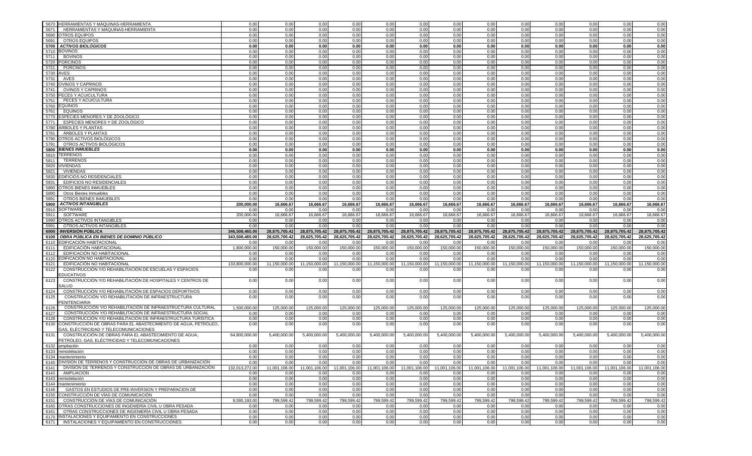| | | | | | | | | | | | | | | |
|---|---|---|---|---|---|---|---|---|---|---|---|---|---|---|
| 5670 | HERRAMIENTAS Y MÁQUINAS-HERRAMIENTA | 0.00 | 0.00 | 0.00 | 0.00 | 0.00 | 0.00 | 0.00 | 0.00 | 0.00 | 0.00 | 0.00 | 0.00 | 0.00 |
| 5671 | HERRAMIENTAS Y MÁQUINAS-HERRAMIENTA | 0.00 | 0.00 | 0.00 | 0.00 | 0.00 | 0.00 | 0.00 | 0.00 | 0.00 | 0.00 | 0.00 | 0.00 | 0.00 |
| 5690 | OTROS EQUIPOS | 0.00 | 0.00 | 0.00 | 0.00 | 0.00 | 0.00 | 0.00 | 0.00 | 0.00 | 0.00 | 0.00 | 0.00 | 0.00 |
| 5691 | OTROS EQUIPOS | 0.00 | 0.00 | 0.00 | 0.00 | 0.00 | 0.00 | 0.00 | 0.00 | 0.00 | 0.00 | 0.00 | 0.00 | 0.00 |
| **5700** | ***ACTIVOS BIOLÓGICOS*** | **0.00** | **0.00** | **0.00** | **0.00** | **0.00** | **0.00** | **0.00** | **0.00** | **0.00** | **0.00** | **0.00** | **0.00** | **0.00** |
| 5710 | BOVINOS | 0.00 | 0.00 | 0.00 | 0.00 | 0.00 | 0.00 | 0.00 | 0.00 | 0.00 | 0.00 | 0.00 | 0.00 | 0.00 |
| 5711 | BOVINOS | 0.00 | 0.00 | 0.00 | 0.00 | 0.00 | 0.00 | 0.00 | 0.00 | 0.00 | 0.00 | 0.00 | 0.00 | 0.00 |
| 5720 | PORCINOS | 0.00 | 0.00 | 0.00 | 0.00 | 0.00 | 0.00 | 0.00 | 0.00 | 0.00 | 0.00 | 0.00 | 0.00 | 0.00 |
| 5721 | PORCINOS | 0.00 | 0.00 | 0.00 | 0.00 | 0.00 | 0.00 | 0.00 | 0.00 | 0.00 | 0.00 | 0.00 | 0.00 | 0.00 |
| 5730 | AVES | 0.00 | 0.00 | 0.00 | 0.00 | 0.00 | 0.00 | 0.00 | 0.00 | 0.00 | 0.00 | 0.00 | 0.00 | 0.00 |
| 5731 | AVES | 0.00 | 0.00 | 0.00 | 0.00 | 0.00 | 0.00 | 0.00 | 0.00 | 0.00 | 0.00 | 0.00 | 0.00 | 0.00 |
| 5740 | OVINOS Y CAPRINOS | 0.00 | 0.00 | 0.00 | 0.00 | 0.00 | 0.00 | 0.00 | 0.00 | 0.00 | 0.00 | 0.00 | 0.00 | 0.00 |
| 5741 | OVINOS Y CAPRINOS | 0.00 | 0.00 | 0.00 | 0.00 | 0.00 | 0.00 | 0.00 | 0.00 | 0.00 | 0.00 | 0.00 | 0.00 | 0.00 |
| 5750 | PECES Y ACUICULTURA | 0.00 | 0.00 | 0.00 | 0.00 | 0.00 | 0.00 | 0.00 | 0.00 | 0.00 | 0.00 | 0.00 | 0.00 | 0.00 |
| 5751 | PECES Y ACUICULTURA | 0.00 | 0.00 | 0.00 | 0.00 | 0.00 | 0.00 | 0.00 | 0.00 | 0.00 | 0.00 | 0.00 | 0.00 | 0.00 |
| 5760 | EQUINOS | 0.00 | 0.00 | 0.00 | 0.00 | 0.00 | 0.00 | 0.00 | 0.00 | 0.00 | 0.00 | 0.00 | 0.00 | 0.00 |
| 5761 | EQUINOS | 0.00 | 0.00 | 0.00 | 0.00 | 0.00 | 0.00 | 0.00 | 0.00 | 0.00 | 0.00 | 0.00 | 0.00 | 0.00 |
| 5770 | ESPECIES MENORES Y DE ZOOLÓGICO | 0.00 | 0.00 | 0.00 | 0.00 | 0.00 | 0.00 | 0.00 | 0.00 | 0.00 | 0.00 | 0.00 | 0.00 | 0.00 |
| 5771 | ESPECIES MENORES Y DE ZOOLÓGICO | 0.00 | 0.00 | 0.00 | 0.00 | 0.00 | 0.00 | 0.00 | 0.00 | 0.00 | 0.00 | 0.00 | 0.00 | 0.00 |
| 5780 | ÁRBOLES Y PLANTAS | 0.00 | 0.00 | 0.00 | 0.00 | 0.00 | 0.00 | 0.00 | 0.00 | 0.00 | 0.00 | 0.00 | 0.00 | 0.00 |
| 5781 | ÁRBOLES Y PLANTAS | 0.00 | 0.00 | 0.00 | 0.00 | 0.00 | 0.00 | 0.00 | 0.00 | 0.00 | 0.00 | 0.00 | 0.00 | 0.00 |
| 5790 | OTROS ACTIVOS BIOLÓGICOS | 0.00 | 0.00 | 0.00 | 0.00 | 0.00 | 0.00 | 0.00 | 0.00 | 0.00 | 0.00 | 0.00 | 0.00 | 0.00 |
| 5791 | OTROS ACTIVOS BIOLÓGICOS | 0.00 | 0.00 | 0.00 | 0.00 | 0.00 | 0.00 | 0.00 | 0.00 | 0.00 | 0.00 | 0.00 | 0.00 | 0.00 |
| **5800** | ***BIENES INMUEBLES*** | **0.00** | **0.00** | **0.00** | **0.00** | **0.00** | **0.00** | **0.00** | **0.00** | **0.00** | **0.00** | **0.00** | **0.00** | **0.00** |
| 5810 | TERRENOS | 0.00 | 0.00 | 0.00 | 0.00 | 0.00 | 0.00 | 0.00 | 0.00 | 0.00 | 0.00 | 0.00 | 0.00 | 0.00 |
| 5811 | TERRENOS | 0.00 | 0.00 | 0.00 | 0.00 | 0.00 | 0.00 | 0.00 | 0.00 | 0.00 | 0.00 | 0.00 | 0.00 | 0.00 |
| 5820 | VIVIENDAS | 0.00 | 0.00 | 0.00 | 0.00 | 0.00 | 0.00 | 0.00 | 0.00 | 0.00 | 0.00 | 0.00 | 0.00 | 0.00 |
| 5821 | VIVIENDAS | 0.00 | 0.00 | 0.00 | 0.00 | 0.00 | 0.00 | 0.00 | 0.00 | 0.00 | 0.00 | 0.00 | 0.00 | 0.00 |
| 5830 | EDIFICIOS NO RESIDENCIALES | 0.00 | 0.00 | 0.00 | 0.00 | 0.00 | 0.00 | 0.00 | 0.00 | 0.00 | 0.00 | 0.00 | 0.00 | 0.00 |
| 5831 | EDIFICIOS NO RESIDENCIALES | 0.00 | 0.00 | 0.00 | 0.00 | 0.00 | 0.00 | 0.00 | 0.00 | 0.00 | 0.00 | 0.00 | 0.00 | 0.00 |
| 5890 | OTROS BIENES INMUEBLES | 0.00 | 0.00 | 0.00 | 0.00 | 0.00 | 0.00 | 0.00 | 0.00 | 0.00 | 0.00 | 0.00 | 0.00 | 0.00 |
| 5890 | Otros Bienes Inmuebles | 0.00 | 0.00 | 0.00 | 0.00 | 0.00 | 0.00 | 0.00 | 0.00 | 0.00 | 0.00 | 0.00 | 0.00 | 0.00 |
| 5891 | OTROS BIENES INMUEBLES | 0.00 | 0.00 | 0.00 | 0.00 | 0.00 | 0.00 | 0.00 | 0.00 | 0.00 | 0.00 | 0.00 | 0.00 | 0.00 |
| **5900** | ***ACTIVOS INTANGIBLES*** | **200,000.00** | **16,666.67** | **16,666.67** | **16,666.67** | **16,666.67** | **16,666.67** | **16,666.67** | **16,666.67** | **16,666.67** | **16,666.67** | **16,666.67** | **16,666.67** | **16,666.67** |
| 5910 | SOFTWARE | 0.00 | 0.00 | 0.00 | 0.00 | 0.00 | 0.00 | 0.00 | 0.00 | 0.00 | 0.00 | 0.00 | 0.00 | 0.00 |
| 5911 | SOFTWARE | 200,000.00 | 16,666.67 | 16,666.67 | 16,666.67 | 16,666.67 | 16,666.67 | 16,666.67 | 16,666.67 | 16,666.67 | 16,666.67 | 16,666.67 | 16,666.67 | 16,666.67 |
| 5990 | OTROS ACTIVOS INTANGIBLES | 0.00 | 0.00 | 0.00 | 0.00 | 0.00 | 0.00 | 0.00 | 0.00 | 0.00 | 0.00 | 0.00 | 0.00 | 0.00 |
| 5991 | OTROS ACTIVOS INTANGIBLES | 0.00 | 0.00 | 0.00 | 0.00 | 0.00 | 0.00 | 0.00 | 0.00 | 0.00 | 0.00 | 0.00 | 0.00 | 0.00 |
| **6000** | **INVERSIÓN PÚBLICA** | **346,508,465.00** | **28,875,705.42** | **28,875,705.42** | **28,875,705.42** | **28,875,705.42** | **28,875,705.42** | **28,875,705.42** | **28,875,705.42** | **28,875,705.42** | **28,875,705.42** | **28,875,705.42** | **28,875,705.42** | **28,875,705.42** |
| **6100** | ***OBRA PÚBLICA EN BIENES DE DOMINIO PÚBLICO*** | **343,508,465.00** | **28,625,705.42** | **28,625,705.42** | **28,625,705.42** | **28,625,705.42** | **28,625,705.42** | **28,625,705.42** | **28,625,705.42** | **28,625,705.42** | **28,625,705.42** | **28,625,705.42** | **28,625,705.42** | **28,625,705.42** |
| 6110 | EDIFICACIÓN HABITACIONAL | 0.00 | 0.00 | 0.00 | 0.00 | 0.00 | 0.00 | 0.00 | 0.00 | 0.00 | 0.00 | 0.00 | 0.00 | 0.00 |
| 6111 | EDIFICACIÓN HABITACIONAL | 1,800,000.00 | 150,000.00 | 150,000.00 | 150,000.00 | 150,000.00 | 150,000.00 | 150,000.00 | 150,000.00 | 150,000.00 | 150,000.00 | 150,000.00 | 150,000.00 | 150,000.00 |
| 6112 | EDIFICACIÓN NO HABITACIONAL | 0.00 | 0.00 | 0.00 | 0.00 | 0.00 | 0.00 | 0.00 | 0.00 | 0.00 | 0.00 | 0.00 | 0.00 | 0.00 |
| 6120 | EDIFICACIÓN NO HABITACIONAL | 0.00 | 0.00 | 0.00 | 0.00 | 0.00 | 0.00 | 0.00 | 0.00 | 0.00 | 0.00 | 0.00 | 0.00 | 0.00 |
| 6121 | EDIFICACIÓN NO HABITACIONAL | 133,800,000.00 | 11,150,000.00 | 11,150,000.00 | 11,150,000.00 | 11,150,000.00 | 11,150,000.00 | 11,150,000.00 | 11,150,000.00 | 11,150,000.00 | 11,150,000.00 | 11,150,000.00 | 11,150,000.00 | 11,150,000.00 |
| 6122 | CONSTRUCCIÓN Y/O REHABILITACIÓN DE ESCUELAS Y ESPACIOS EDUCATIVOS | 0.00 | 0.00 | 0.00 | 0.00 | 0.00 | 0.00 | 0.00 | 0.00 | 0.00 | 0.00 | 0.00 | 0.00 | 0.00 |
| 6123 | CONSTRUCCIÓN Y/O REHABILITACIÓN DE HOSPITALES Y CENTROS DE SALUD | 0.00 | 0.00 | 0.00 | 0.00 | 0.00 | 0.00 | 0.00 | 0.00 | 0.00 | 0.00 | 0.00 | 0.00 | 0.00 |
| 6124 | CONSTRUCCIÓN Y/O REHABILITACIÓN DE ESPACIOS DEPORTIVOS | 0.00 | 0.00 | 0.00 | 0.00 | 0.00 | 0.00 | 0.00 | 0.00 | 0.00 | 0.00 | 0.00 | 0.00 | 0.00 |
| 6125 | CONSTRUCCIÓN Y/O REHABILITACIÓN DE INFRAESTRUCTURA PENITENCIARIA | 0.00 | 0.00 | 0.00 | 0.00 | 0.00 | 0.00 | 0.00 | 0.00 | 0.00 | 0.00 | 0.00 | 0.00 | 0.00 |
| 6126 | CONSTRUCCIÓN Y/O REHABILITACIÓN DE INFRAESTRUCTURA CULTURAL | 1,500,000.00 | 125,000.00 | 125,000.00 | 125,000.00 | 125,000.00 | 125,000.00 | 125,000.00 | 125,000.00 | 125,000.00 | 125,000.00 | 125,000.00 | 125,000.00 | 125,000.00 |
| 6127 | CONSTRUCCIÓN Y/O REHABILITACIÓN DE INFRAESTRUCTURA SOCIAL | 0.00 | 0.00 | 0.00 | 0.00 | 0.00 | 0.00 | 0.00 | 0.00 | 0.00 | 0.00 | 0.00 | 0.00 | 0.00 |
| 6128 | CONSTRUCCIÓN Y/O REHABILITACIÓN DE INFRAESTRUCTURA TURÍSTICA | 0.00 | 0.00 | 0.00 | 0.00 | 0.00 | 0.00 | 0.00 | 0.00 | 0.00 | 0.00 | 0.00 | 0.00 | 0.00 |
| 6130 | CONSTRUCCIÓN DE OBRAS PARA EL ABASTECIMIENTO DE AGUA, PETRÓLEO, GAS, ELÉCTRICIDAD Y TELECOMUNICACIONES | 0.00 | 0.00 | 0.00 | 0.00 | 0.00 | 0.00 | 0.00 | 0.00 | 0.00 | 0.00 | 0.00 | 0.00 | 0.00 |
| 6131 | CONSTRUCCIÓN DE OBRAS PARA EL ABASTECIMIENTO DE AGUA, PETRÓLEO, GAS, ELÉCTRICIDAD Y TELECOMUNICACIONES | 64,800,000.00 | 5,400,000.00 | 5,400,000.00 | 5,400,000.00 | 5,400,000.00 | 5,400,000.00 | 5,400,000.00 | 5,400,000.00 | 5,400,000.00 | 5,400,000.00 | 5,400,000.00 | 5,400,000.00 | 5,400,000.00 |
| 6132 | ampliación | 0.00 | 0.00 | 0.00 | 0.00 | 0.00 | 0.00 | 0.00 | 0.00 | 0.00 | 0.00 | 0.00 | 0.00 | 0.00 |
| 6133 | remodelación | 0.00 | 0.00 | 0.00 | 0.00 | 0.00 | 0.00 | 0.00 | 0.00 | 0.00 | 0.00 | 0.00 | 0.00 | 0.00 |
| 6134 | mantenimiento | 0.00 | 0.00 | 0.00 | 0.00 | 0.00 | 0.00 | 0.00 | 0.00 | 0.00 | 0.00 | 0.00 | 0.00 | 0.00 |
| 6140 | DIVISIÓN DE TERRENOS Y CONSTRUCCIÓN DE OBRAS DE URBANIZACIÓN | 0.00 | 0.00 | 0.00 | 0.00 | 0.00 | 0.00 | 0.00 | 0.00 | 0.00 | 0.00 | 0.00 | 0.00 | 0.00 |
| 6141 | DIVISIÓN DE TERRENOS Y CONSTRUCCIÓN DE OBRAS DE URBANIZACIÓN | 132,013,272.00 | 11,001,106.00 | 11,001,106.00 | 11,001,106.00 | 11,001,106.00 | 11,001,106.00 | 11,001,106.00 | 11,001,106.00 | 11,001,106.00 | 11,001,106.00 | 11,001,106.00 | 11,001,106.00 | 11,001,106.00 |
| 6142 | AMPLIACION | 0.00 | 0.00 | 0.00 | 0.00 | 0.00 | 0.00 | 0.00 | 0.00 | 0.00 | 0.00 | 0.00 | 0.00 | 0.00 |
| 6143 | remodelación | 0.00 | 0.00 | 0.00 | 0.00 | 0.00 | 0.00 | 0.00 | 0.00 | 0.00 | 0.00 | 0.00 | 0.00 | 0.00 |
| 6144 | mantenimiento | 0.00 | 0.00 | 0.00 | 0.00 | 0.00 | 0.00 | 0.00 | 0.00 | 0.00 | 0.00 | 0.00 | 0.00 | 0.00 |
| 6146 | GASTOS EN ESTUDIOS DE PRE-INVERSION Y PREPARACION DE | 0.00 | 0.00 | 0.00 | 0.00 | 0.00 | 0.00 | 0.00 | 0.00 | 0.00 | 0.00 | 0.00 | 0.00 | 0.00 |
| 6150 | CONSTRUCCIÓN DE VÍAS DE COMUNICACIÓN | 0.00 | 0.00 | 0.00 | 0.00 | 0.00 | 0.00 | 0.00 | 0.00 | 0.00 | 0.00 | 0.00 | 0.00 | 0.00 |
| 6151 | CONSTRUCCIÓN DE VÍAS DE COMUNICACIÓN | 9,595,193.00 | 799,599.42 | 799,599.42 | 799,599.42 | 799,599.42 | 799,599.42 | 799,599.42 | 799,599.42 | 799,599.42 | 799,599.42 | 799,599.42 | 799,599.42 | 799,599.42 |
| 6160 | OTRAS CONSTRUCCIONES DE INGENIERÍA CIVIL U OBRA PESADA | 0.00 | 0.00 | 0.00 | 0.00 | 0.00 | 0.00 | 0.00 | 0.00 | 0.00 | 0.00 | 0.00 | 0.00 | 0.00 |
| 6161 | OTRAS CONSTRUCCIONES DE INGENIERÍA CIVIL U OBRA PESADA | 0.00 | 0.00 | 0.00 | 0.00 | 0.00 | 0.00 | 0.00 | 0.00 | 0.00 | 0.00 | 0.00 | 0.00 | 0.00 |
| 6170 | INSTALACIONES Y EQUIPAMIENTO EN CONSTRUCCIONES | 0.00 | 0.00 | 0.00 | 0.00 | 0.00 | 0.00 | 0.00 | 0.00 | 0.00 | 0.00 | 0.00 | 0.00 | 0.00 |
| 6171 | INSTALACIONES Y EQUIPAMIENTO EN CONSTRUCCIONES | 0.00 | 0.00 | 0.00 | 0.00 | 0.00 | 0.00 | 0.00 | 0.00 | 0.00 | 0.00 | 0.00 | 0.00 | 0.00 |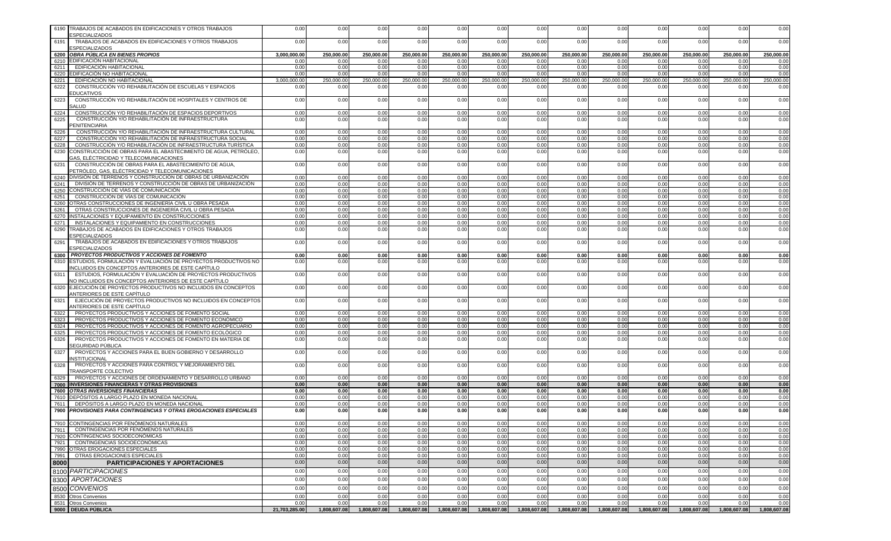| | | | | | | | | | | | | | |
|---|---|---|---|---|---|---|---|---|---|---|---|---|---|
| 6190 | TRABAJOS DE ACABADOS EN EDIFICACIONES Y OTROS TRABAJOS ESPECIALIZADOS | 0.00 | 0.00 | 0.00 | 0.00 | 0.00 | 0.00 | 0.00 | 0.00 | 0.00 | 0.00 | 0.00 | 0.00 | 0.00 |
| 6191 | TRABAJOS DE ACABADOS EN EDIFICACIONES Y OTROS TRABAJOS ESPECIALIZADOS | 0.00 | 0.00 | 0.00 | 0.00 | 0.00 | 0.00 | 0.00 | 0.00 | 0.00 | 0.00 | 0.00 | 0.00 | 0.00 |
| **6200** | ***OBRA PÚBLICA EN BIENES PROPIOS*** | **3,000,000.00** | **250,000.00** | **250,000.00** | **250,000.00** | **250,000.00** | **250,000.00** | **250,000.00** | **250,000.00** | **250,000.00** | **250,000.00** | **250,000.00** | **250,000.00** | **250,000.00** |
| 6210 | EDIFICACIÓN HABITACIONAL | 0.00 | 0.00 | 0.00 | 0.00 | 0.00 | 0.00 | 0.00 | 0.00 | 0.00 | 0.00 | 0.00 | 0.00 | 0.00 |
| 6211 | EDIFICACIÓN HABITACIONAL | 0.00 | 0.00 | 0.00 | 0.00 | 0.00 | 0.00 | 0.00 | 0.00 | 0.00 | 0.00 | 0.00 | 0.00 | 0.00 |
| 6220 | EDIFICACIÓN NO HABITACIONAL | 0.00 | 0.00 | 0.00 | 0.00 | 0.00 | 0.00 | 0.00 | 0.00 | 0.00 | 0.00 | 0.00 | 0.00 | 0.00 |
| 6221 | EDIFICACIÓN NO HABITACIONAL | 3,000,000.00 | 250,000.00 | 250,000.00 | 250,000.00 | 250,000.00 | 250,000.00 | 250,000.00 | 250,000.00 | 250,000.00 | 250,000.00 | 250,000.00 | 250,000.00 | 250,000.00 |
| 6222 | CONSTRUCCIÓN Y/O REHABILITACIÓN DE ESCUELAS Y ESPACIOS EDUCATIVOS | 0.00 | 0.00 | 0.00 | 0.00 | 0.00 | 0.00 | 0.00 | 0.00 | 0.00 | 0.00 | 0.00 | 0.00 | 0.00 |
| 6223 | CONSTRUCCIÓN Y/O REHABILITACIÓN DE HOSPITALES Y CENTROS DE SALUD | 0.00 | 0.00 | 0.00 | 0.00 | 0.00 | 0.00 | 0.00 | 0.00 | 0.00 | 0.00 | 0.00 | 0.00 | 0.00 |
| 6224 | CONSTRUCCIÓN Y/O REHABILITACIÓN DE ESPACIOS DEPORTIVOS | 0.00 | 0.00 | 0.00 | 0.00 | 0.00 | 0.00 | 0.00 | 0.00 | 0.00 | 0.00 | 0.00 | 0.00 | 0.00 |
| 6225 | CONSTRUCCIÓN Y/O REHABILITACIÓN DE INFRAESTRUCTURA PENITENCIARIA | 0.00 | 0.00 | 0.00 | 0.00 | 0.00 | 0.00 | 0.00 | 0.00 | 0.00 | 0.00 | 0.00 | 0.00 | 0.00 |
| 6226 | CONSTRUCCIÓN Y/O REHABILITACIÓN DE INFRAESTRUCTURA CULTURAL | 0.00 | 0.00 | 0.00 | 0.00 | 0.00 | 0.00 | 0.00 | 0.00 | 0.00 | 0.00 | 0.00 | 0.00 | 0.00 |
| 6227 | CONSTRUCCIÓN Y/O REHABILITACIÓN DE INFRAESTRUCTURA SOCIAL | 0.00 | 0.00 | 0.00 | 0.00 | 0.00 | 0.00 | 0.00 | 0.00 | 0.00 | 0.00 | 0.00 | 0.00 | 0.00 |
| 6228 | CONSTRUCCIÓN Y/O REHABILITACIÓN DE INFRAESTRUCTURA TURÍSTICA | 0.00 | 0.00 | 0.00 | 0.00 | 0.00 | 0.00 | 0.00 | 0.00 | 0.00 | 0.00 | 0.00 | 0.00 | 0.00 |
| 6230 | CONSTRUCCIÓN DE OBRAS PARA EL ABASTECIMIENTO DE AGUA, PETRÓLEO, GAS, ELÉCTRICIDAD Y TELECOMUNICACIONES | 0.00 | 0.00 | 0.00 | 0.00 | 0.00 | 0.00 | 0.00 | 0.00 | 0.00 | 0.00 | 0.00 | 0.00 | 0.00 |
| 6231 | CONSTRUCCIÓN DE OBRAS PARA EL ABASTECIMIENTO DE AGUA, PETRÓLEO, GAS, ELÉCTRICIDAD Y TELECOMUNICACIONES | 0.00 | 0.00 | 0.00 | 0.00 | 0.00 | 0.00 | 0.00 | 0.00 | 0.00 | 0.00 | 0.00 | 0.00 | 0.00 |
| 6240 | DIVISIÓN DE TERRENOS Y CONSTRUCCIÓN DE OBRAS DE URBANIZACIÓN | 0.00 | 0.00 | 0.00 | 0.00 | 0.00 | 0.00 | 0.00 | 0.00 | 0.00 | 0.00 | 0.00 | 0.00 | 0.00 |
| 6241 | DIVISIÓN DE TERRENOS Y CONSTRUCCIÓN DE OBRAS DE URBANIZACIÓN | 0.00 | 0.00 | 0.00 | 0.00 | 0.00 | 0.00 | 0.00 | 0.00 | 0.00 | 0.00 | 0.00 | 0.00 | 0.00 |
| 6250 | CONSTRUCCIÓN DE VÍAS DE COMUNICACIÓN | 0.00 | 0.00 | 0.00 | 0.00 | 0.00 | 0.00 | 0.00 | 0.00 | 0.00 | 0.00 | 0.00 | 0.00 | 0.00 |
| 6251 | CONSTRUCCIÓN DE VÍAS DE COMUNICACIÓN | 0.00 | 0.00 | 0.00 | 0.00 | 0.00 | 0.00 | 0.00 | 0.00 | 0.00 | 0.00 | 0.00 | 0.00 | 0.00 |
| 6260 | OTRAS CONSTRUCCIONES DE INGENIERÍA CIVIL U OBRA PESADA | 0.00 | 0.00 | 0.00 | 0.00 | 0.00 | 0.00 | 0.00 | 0.00 | 0.00 | 0.00 | 0.00 | 0.00 | 0.00 |
| 6261 | OTRAS CONSTRUCCIONES DE INGENIERÍA CIVIL U OBRA PESADA | 0.00 | 0.00 | 0.00 | 0.00 | 0.00 | 0.00 | 0.00 | 0.00 | 0.00 | 0.00 | 0.00 | 0.00 | 0.00 |
| 6270 | INSTALACIONES Y EQUIPAMIENTO EN CONSTRUCCIONES | 0.00 | 0.00 | 0.00 | 0.00 | 0.00 | 0.00 | 0.00 | 0.00 | 0.00 | 0.00 | 0.00 | 0.00 | 0.00 |
| 6271 | INSTALACIONES Y EQUIPAMIENTO EN CONSTRUCCIONES | 0.00 | 0.00 | 0.00 | 0.00 | 0.00 | 0.00 | 0.00 | 0.00 | 0.00 | 0.00 | 0.00 | 0.00 | 0.00 |
| 6290 | TRABAJOS DE ACABADOS EN EDIFICACIONES Y OTROS TRABAJOS ESPECIALIZADOS | 0.00 | 0.00 | 0.00 | 0.00 | 0.00 | 0.00 | 0.00 | 0.00 | 0.00 | 0.00 | 0.00 | 0.00 | 0.00 |
| 6291 | TRABAJOS DE ACABADOS EN EDIFICACIONES Y OTROS TRABAJOS ESPECIALIZADOS | 0.00 | 0.00 | 0.00 | 0.00 | 0.00 | 0.00 | 0.00 | 0.00 | 0.00 | 0.00 | 0.00 | 0.00 | 0.00 |
| **6300** | ***PROYECTOS PRODUCTIVOS Y ACCIONES DE FOMENTO*** | **0.00** | **0.00** | **0.00** | **0.00** | **0.00** | **0.00** | **0.00** | **0.00** | **0.00** | **0.00** | **0.00** | **0.00** | **0.00** |
| 6310 | ESTUDIOS, FORMULACIÓN Y EVALUACIÓN DE PROYECTOS PRODUCTIVOS NO INCLUIDOS EN CONCEPTOS ANTERIORES DE ESTE CAPÍTULO | 0.00 | 0.00 | 0.00 | 0.00 | 0.00 | 0.00 | 0.00 | 0.00 | 0.00 | 0.00 | 0.00 | 0.00 | 0.00 |
| 6311 | ESTUDIOS, FORMULACIÓN Y EVALUACIÓN DE PROYECTOS PRODUCTIVOS NO INCLUIDOS EN CONCEPTOS ANTERIORES DE ESTE CAPÍTULO | 0.00 | 0.00 | 0.00 | 0.00 | 0.00 | 0.00 | 0.00 | 0.00 | 0.00 | 0.00 | 0.00 | 0.00 | 0.00 |
| 6320 | EJECUCIÓN DE PROYECTOS PRODUCTIVOS NO INCLUIDOS EN CONCEPTOS ANTERIORES DE ESTE CAPÍTULO | 0.00 | 0.00 | 0.00 | 0.00 | 0.00 | 0.00 | 0.00 | 0.00 | 0.00 | 0.00 | 0.00 | 0.00 | 0.00 |
| 6321 | EJECUCIÓN DE PROYECTOS PRODUCTIVOS NO INCLUIDOS EN CONCEPTOS ANTERIORES DE ESTE CAPÍTULO | 0.00 | 0.00 | 0.00 | 0.00 | 0.00 | 0.00 | 0.00 | 0.00 | 0.00 | 0.00 | 0.00 | 0.00 | 0.00 |
| 6322 | PROYECTOS PRODUCTIVOS Y ACCIONES DE FOMENTO SOCIAL | 0.00 | 0.00 | 0.00 | 0.00 | 0.00 | 0.00 | 0.00 | 0.00 | 0.00 | 0.00 | 0.00 | 0.00 | 0.00 |
| 6323 | PROYECTOS PRODUCTIVOS Y ACCIONES DE FOMENTO ECONÓMICO | 0.00 | 0.00 | 0.00 | 0.00 | 0.00 | 0.00 | 0.00 | 0.00 | 0.00 | 0.00 | 0.00 | 0.00 | 0.00 |
| 6324 | PROYECTOS PRODUCTIVOS Y ACCIONES DE FOMENTO AGROPECUARIO | 0.00 | 0.00 | 0.00 | 0.00 | 0.00 | 0.00 | 0.00 | 0.00 | 0.00 | 0.00 | 0.00 | 0.00 | 0.00 |
| 6325 | PROYECTOS PRODUCTIVOS Y ACCIONES DE FOMENTO ECOLÓGICO | 0.00 | 0.00 | 0.00 | 0.00 | 0.00 | 0.00 | 0.00 | 0.00 | 0.00 | 0.00 | 0.00 | 0.00 | 0.00 |
| 6326 | PROYECTOS PRODUCTIVOS Y ACCIONES DE FOMENTO EN MATERIA DE SEGURIDAD PÚBLICA | 0.00 | 0.00 | 0.00 | 0.00 | 0.00 | 0.00 | 0.00 | 0.00 | 0.00 | 0.00 | 0.00 | 0.00 | 0.00 |
| 6327 | PROYECTOS Y ACCIONES PARA EL BUEN GOBIERNO Y DESARROLLO INSTITUCIONAL | 0.00 | 0.00 | 0.00 | 0.00 | 0.00 | 0.00 | 0.00 | 0.00 | 0.00 | 0.00 | 0.00 | 0.00 | 0.00 |
| 6328 | PROYECTOS Y ACCIONES PARA CONTROL Y MEJORAMIENTO DEL TRANSPORTE COLECTIVO | 0.00 | 0.00 | 0.00 | 0.00 | 0.00 | 0.00 | 0.00 | 0.00 | 0.00 | 0.00 | 0.00 | 0.00 | 0.00 |
| 6329 | PROYECTOS Y ACCIONES DE ORDENAMIENTO Y DESARROLLO URBANO | 0.00 | 0.00 | 0.00 | 0.00 | 0.00 | 0.00 | 0.00 | 0.00 | 0.00 | 0.00 | 0.00 | 0.00 | 0.00 |
| **7000** | **INVERSIONES FINANCIERAS Y OTRAS PROVISIONES** | **0.00** | **0.00** | **0.00** | **0.00** | **0.00** | **0.00** | **0.00** | **0.00** | **0.00** | **0.00** | **0.00** | **0.00** | **0.00** |
| **7600** | ***OTRAS INVERSIONES FINANCIERAS*** | **0.00** | **0.00** | **0.00** | **0.00** | **0.00** | **0.00** | **0.00** | **0.00** | **0.00** | **0.00** | **0.00** | **0.00** | **0.00** |
| 7610 | DEPÓSITOS A LARGO PLAZO EN MONEDA NACIONAL | 0.00 | 0.00 | 0.00 | 0.00 | 0.00 | 0.00 | 0.00 | 0.00 | 0.00 | 0.00 | 0.00 | 0.00 | 0.00 |
| 7611 | DEPÓSITOS A LARGO PLAZO EN MONEDA NACIONAL | 0.00 | 0.00 | 0.00 | 0.00 | 0.00 | 0.00 | 0.00 | 0.00 | 0.00 | 0.00 | 0.00 | 0.00 | 0.00 |
| **7900** | ***PROVISIONES PARA CONTINGENCIAS Y OTRAS EROGACIONES ESPECIALES*** | **0.00** | **0.00** | **0.00** | **0.00** | **0.00** | **0.00** | **0.00** | **0.00** | **0.00** | **0.00** | **0.00** | **0.00** | **0.00** |
| 7910 | CONTINGENCIAS POR FENÓMENOS NATURALES | 0.00 | 0.00 | 0.00 | 0.00 | 0.00 | 0.00 | 0.00 | 0.00 | 0.00 | 0.00 | 0.00 | 0.00 | 0.00 |
| 7911 | CONTINGENCIAS POR FENÓMENOS NATURALES | 0.00 | 0.00 | 0.00 | 0.00 | 0.00 | 0.00 | 0.00 | 0.00 | 0.00 | 0.00 | 0.00 | 0.00 | 0.00 |
| 7920 | CONTINGENCIAS SOCIOECONÓMICAS | 0.00 | 0.00 | 0.00 | 0.00 | 0.00 | 0.00 | 0.00 | 0.00 | 0.00 | 0.00 | 0.00 | 0.00 | 0.00 |
| 7921 | CONTINGENCIAS SOCIOECONÓMICAS | 0.00 | 0.00 | 0.00 | 0.00 | 0.00 | 0.00 | 0.00 | 0.00 | 0.00 | 0.00 | 0.00 | 0.00 | 0.00 |
| 7990 | OTRAS EROGACIONES ESPECIALES | 0.00 | 0.00 | 0.00 | 0.00 | 0.00 | 0.00 | 0.00 | 0.00 | 0.00 | 0.00 | 0.00 | 0.00 | 0.00 |
| 7991 | OTRAS EROGACIONES ESPECIALES | 0.00 | 0.00 | 0.00 | 0.00 | 0.00 | 0.00 | 0.00 | 0.00 | 0.00 | 0.00 | 0.00 | 0.00 | 0.00 |
| **8000** | **PARTICIPACIONES Y APORTACIONES** | 0.00 | 0.00 | 0.00 | 0.00 | 0.00 | 0.00 | 0.00 | 0.00 | 0.00 | 0.00 | 0.00 | 0.00 | 0.00 |
| 8100 | *PARTICIPACIONES* | 0.00 | 0.00 | 0.00 | 0.00 | 0.00 | 0.00 | 0.00 | 0.00 | 0.00 | 0.00 | 0.00 | 0.00 | 0.00 |
| 8300 | *APORTACIONES* | 0.00 | 0.00 | 0.00 | 0.00 | 0.00 | 0.00 | 0.00 | 0.00 | 0.00 | 0.00 | 0.00 | 0.00 | 0.00 |
| 8500 | *CONVENIOS* | 0.00 | 0.00 | 0.00 | 0.00 | 0.00 | 0.00 | 0.00 | 0.00 | 0.00 | 0.00 | 0.00 | 0.00 | 0.00 |
| 8530 | Otros Convenios | 0.00 | 0.00 | 0.00 | 0.00 | 0.00 | 0.00 | 0.00 | 0.00 | 0.00 | 0.00 | 0.00 | 0.00 | 0.00 |
| 8531 | Otros Convenios | 0.00 | 0.00 | 0.00 | 0.00 | 0.00 | 0.00 | 0.00 | 0.00 | 0.00 | 0.00 | 0.00 | 0.00 | 0.00 |
| **9000** | **DEUDA PÚBLICA** | **21,703,285.00** | **1,808,607.08** | **1,808,607.08** | **1,808,607.08** | **1,808,607.08** | **1,808,607.08** | **1,808,607.08** | **1,808,607.08** | **1,808,607.08** | **1,808,607.08** | **1,808,607.08** | **1,808,607.08** | **1,808,607.08** |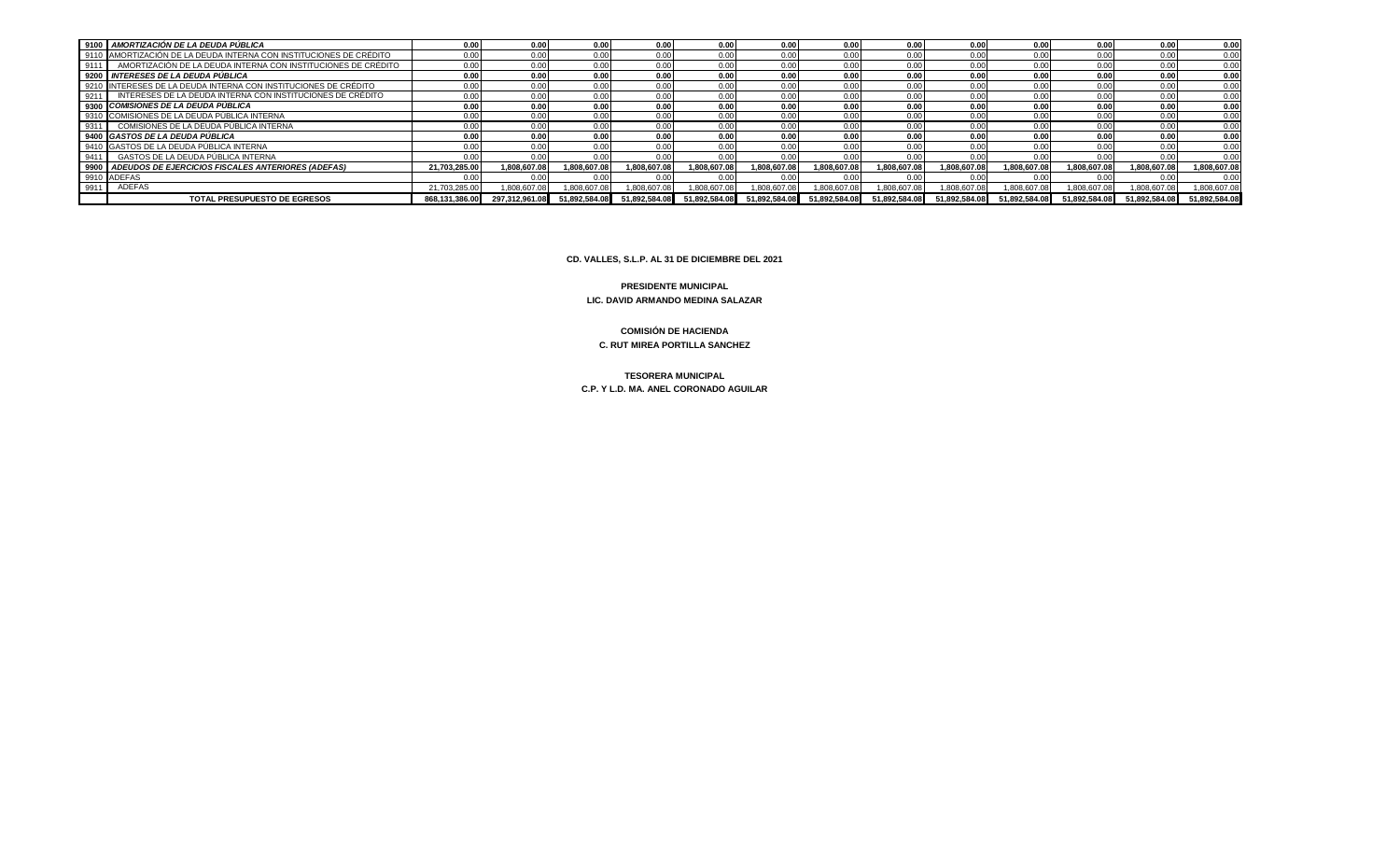| | | | | | | | | | | | | | | |
|---|---|---|---|---|---|---|---|---|---|---|---|---|---|---|
| **9100** | ***AMORTIZACIÓN DE LA DEUDA PÚBLICA*** | **0.00** | **0.00** | **0.00** | **0.00** | **0.00** | **0.00** | **0.00** | **0.00** | **0.00** | **0.00** | **0.00** | **0.00** | **0.00** |
| 9110 | AMORTIZACIÓN DE LA DEUDA INTERNA CON INSTITUCIONES DE CRÉDITO | 0.00 | 0.00 | 0.00 | 0.00 | 0.00 | 0.00 | 0.00 | 0.00 | 0.00 | 0.00 | 0.00 | 0.00 | 0.00 |
| 9111 | AMORTIZACIÓN DE LA DEUDA INTERNA CON INSTITUCIONES DE CRÉDITO | 0.00 | 0.00 | 0.00 | 0.00 | 0.00 | 0.00 | 0.00 | 0.00 | 0.00 | 0.00 | 0.00 | 0.00 | 0.00 |
| **9200** | ***INTERESES DE LA DEUDA PÚBLICA*** | **0.00** | **0.00** | **0.00** | **0.00** | **0.00** | **0.00** | **0.00** | **0.00** | **0.00** | **0.00** | **0.00** | **0.00** | **0.00** |
| 9210 | INTERESES DE LA DEUDA INTERNA CON INSTITUCIONES DE CRÉDITO | 0.00 | 0.00 | 0.00 | 0.00 | 0.00 | 0.00 | 0.00 | 0.00 | 0.00 | 0.00 | 0.00 | 0.00 | 0.00 |
| 9211 | INTERESES DE LA DEUDA INTERNA CON INSTITUCIONES DE CRÉDITO | 0.00 | 0.00 | 0.00 | 0.00 | 0.00 | 0.00 | 0.00 | 0.00 | 0.00 | 0.00 | 0.00 | 0.00 | 0.00 |
| **9300** | ***COMISIONES DE LA DEUDA PÚBLICA*** | **0.00** | **0.00** | **0.00** | **0.00** | **0.00** | **0.00** | **0.00** | **0.00** | **0.00** | **0.00** | **0.00** | **0.00** | **0.00** |
| 9310 | COMISIONES DE LA DEUDA PÚBLICA INTERNA | 0.00 | 0.00 | 0.00 | 0.00 | 0.00 | 0.00 | 0.00 | 0.00 | 0.00 | 0.00 | 0.00 | 0.00 | 0.00 |
| 9311 | COMISIONES DE LA DEUDA PÚBLICA INTERNA | 0.00 | 0.00 | 0.00 | 0.00 | 0.00 | 0.00 | 0.00 | 0.00 | 0.00 | 0.00 | 0.00 | 0.00 | 0.00 |
| **9400** | ***GASTOS DE LA DEUDA PÚBLICA*** | **0.00** | **0.00** | **0.00** | **0.00** | **0.00** | **0.00** | **0.00** | **0.00** | **0.00** | **0.00** | **0.00** | **0.00** | **0.00** |
| 9410 | GASTOS DE LA DEUDA PÚBLICA INTERNA | 0.00 | 0.00 | 0.00 | 0.00 | 0.00 | 0.00 | 0.00 | 0.00 | 0.00 | 0.00 | 0.00 | 0.00 | 0.00 |
| 9411 | GASTOS DE LA DEUDA PÚBLICA INTERNA | 0.00 | 0.00 | 0.00 | 0.00 | 0.00 | 0.00 | 0.00 | 0.00 | 0.00 | 0.00 | 0.00 | 0.00 | 0.00 |
| **9900** | ***ADEUDOS DE EJERCICIOS FISCALES ANTERIORES (ADEFAS)*** | **21,703,285.00** | **1,808,607.08** | **1,808,607.08** | **1,808,607.08** | **1,808,607.08** | **1,808,607.08** | **1,808,607.08** | **1,808,607.08** | **1,808,607.08** | **1,808,607.08** | **1,808,607.08** | **1,808,607.08** | **1,808,607.08** |
| 9910 | ADEFAS | 0.00 | 0.00 | 0.00 | 0.00 | 0.00 | 0.00 | 0.00 | 0.00 | 0.00 | 0.00 | 0.00 | 0.00 | 0.00 |
| 9911 | ADEFAS | 21,703,285.00 | 1,808,607.08 | 1,808,607.08 | 1,808,607.08 | 1,808,607.08 | 1,808,607.08 | 1,808,607.08 | 1,808,607.08 | 1,808,607.08 | 1,808,607.08 | 1,808,607.08 | 1,808,607.08 | 1,808,607.08 |
| | **TOTAL PRESUPUESTO DE EGRESOS** | **868,131,386.00** | **297,312,961.08** | **51,892,584.08** | **51,892,584.08** | **51,892,584.08** | **51,892,584.08** | **51,892,584.08** | **51,892,584.08** | **51,892,584.08** | **51,892,584.08** | **51,892,584.08** | **51,892,584.08** | **51,892,584.08** |

**CD. VALLES, S.L.P. AL 31 DE DICIEMBRE DEL 2021**

**PRESIDENTE MUNICIPAL**

**LIC. DAVID ARMANDO MEDINA SALAZAR**

**COMISIÓN DE HACIENDA**

**C. RUT MIREA PORTILLA SANCHEZ**

**TESORERA MUNICIPAL**

**C.P. Y L.D. MA. ANEL CORONADO AGUILAR**